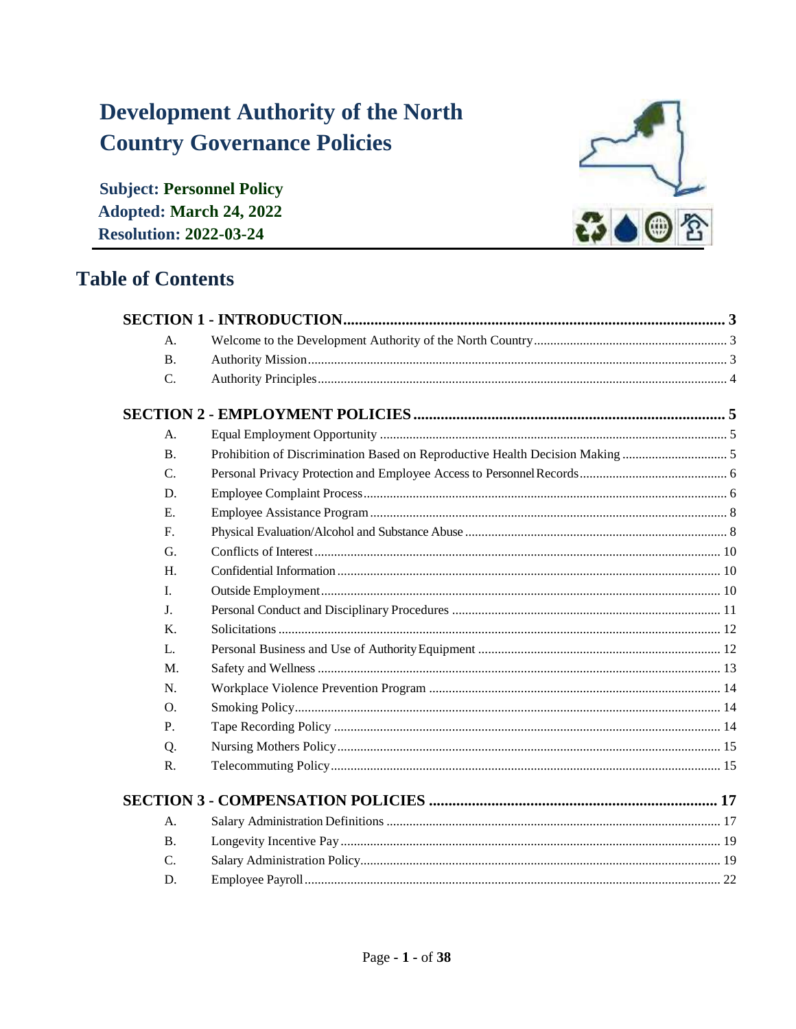# Development Authority of the North Country Governance Policies

**Subject: Personnel Policy**
**Adopted: March 24, 2022**
**Resolution: 2022-03-24**

## Table of Contents

**SECTION 1 - INTRODUCTION** ..... 3

- A. Welcome to the Development Authority of the North Country ..... 3
- B. Authority Mission ..... 3
- C. Authority Principles ..... 4

**SECTION 2 - EMPLOYMENT POLICIES** ..... 5

- A. Equal Employment Opportunity ..... 5
- B. Prohibition of Discrimination Based on Reproductive Health Decision Making ..... 5
- C. Personal Privacy Protection and Employee Access to Personnel Records ..... 6
- D. Employee Complaint Process ..... 6
- E. Employee Assistance Program ..... 8
- F. Physical Evaluation/Alcohol and Substance Abuse ..... 8
- G. Conflicts of Interest ..... 10
- H. Confidential Information ..... 10
- I. Outside Employment ..... 10
- J. Personal Conduct and Disciplinary Procedures ..... 11
- K. Solicitations ..... 12
- L. Personal Business and Use of Authority Equipment ..... 12
- M. Safety and Wellness ..... 13
- N. Workplace Violence Prevention Program ..... 14
- O. Smoking Policy ..... 14
- P. Tape Recording Policy ..... 14
- Q. Nursing Mothers Policy ..... 15
- R. Telecommuting Policy ..... 15

**SECTION 3 - COMPENSATION POLICIES** ..... 17

- A. Salary Administration Definitions ..... 17
- B. Longevity Incentive Pay ..... 19
- C. Salary Administration Policy ..... 19
- D. Employee Payroll ..... 22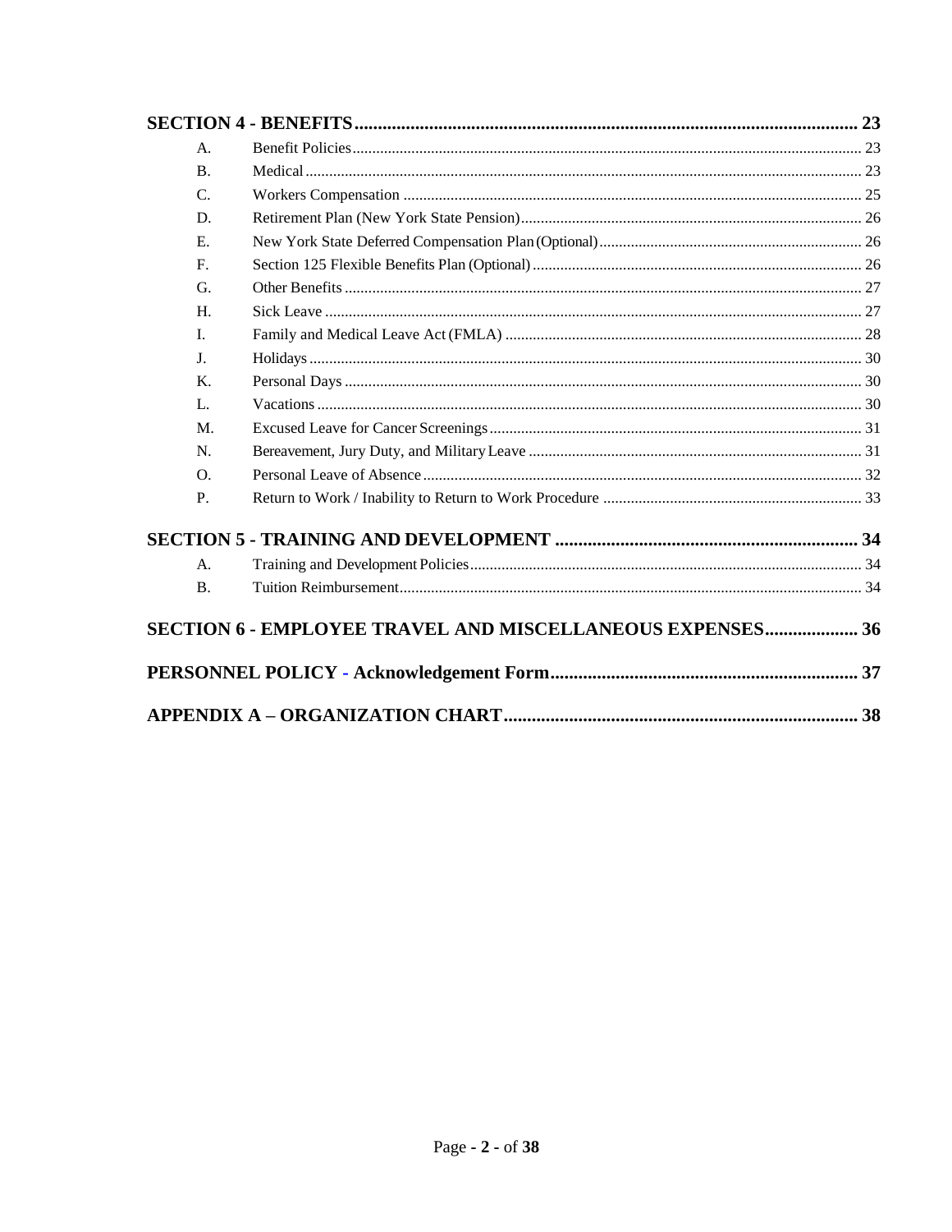**SECTION 4 - BENEFITS** .......... 23

| | | |
|---|---|---|
| A. | Benefit Policies | 23 |
| B. | Medical | 23 |
| C. | Workers Compensation | 25 |
| D. | Retirement Plan (New York State Pension) | 26 |
| E. | New York State Deferred Compensation Plan (Optional) | 26 |
| F. | Section 125 Flexible Benefits Plan (Optional) | 26 |
| G. | Other Benefits | 27 |
| H. | Sick Leave | 27 |
| I. | Family and Medical Leave Act (FMLA) | 28 |
| J. | Holidays | 30 |
| K. | Personal Days | 30 |
| L. | Vacations | 30 |
| M. | Excused Leave for Cancer Screenings | 31 |
| N. | Bereavement, Jury Duty, and Military Leave | 31 |
| O. | Personal Leave of Absence | 32 |
| P. | Return to Work / Inability to Return to Work Procedure | 33 |

**SECTION 5 - TRAINING AND DEVELOPMENT** .......... 34

| | | |
|---|---|---|
| A. | Training and Development Policies | 34 |
| B. | Tuition Reimbursement | 34 |

**SECTION 6 - EMPLOYEE TRAVEL AND MISCELLANEOUS EXPENSES** .......... 36

**PERSONNEL POLICY - Acknowledgement Form** .......... 37

**APPENDIX A – ORGANIZATION CHART** .......... 38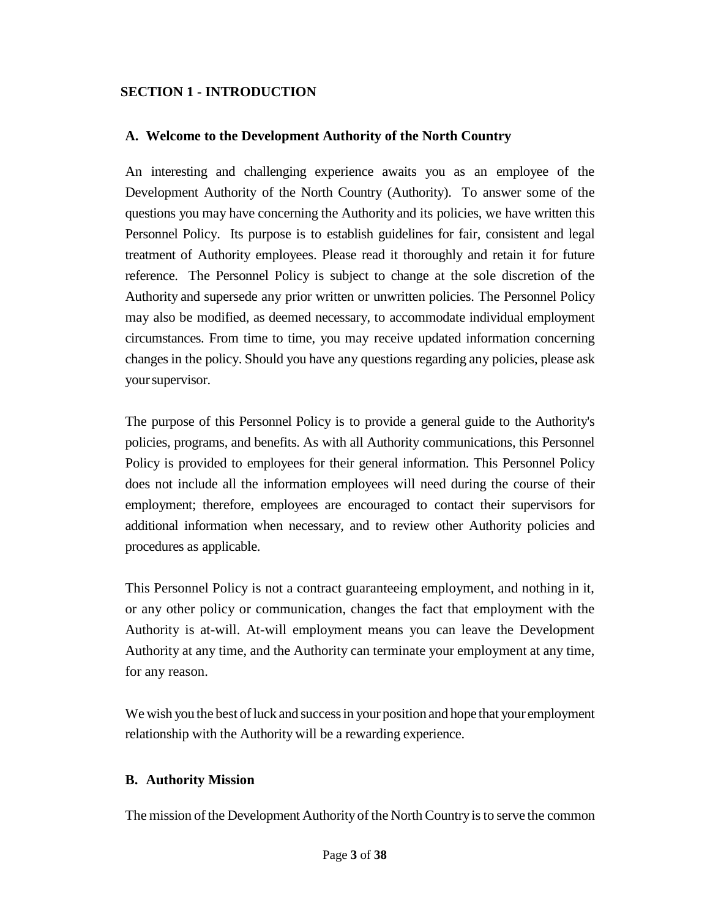## SECTION 1 - INTRODUCTION

### A. Welcome to the Development Authority of the North Country

An interesting and challenging experience awaits you as an employee of the Development Authority of the North Country (Authority). To answer some of the questions you may have concerning the Authority and its policies, we have written this Personnel Policy. Its purpose is to establish guidelines for fair, consistent and legal treatment of Authority employees. Please read it thoroughly and retain it for future reference. The Personnel Policy is subject to change at the sole discretion of the Authority and supersede any prior written or unwritten policies. The Personnel Policy may also be modified, as deemed necessary, to accommodate individual employment circumstances. From time to time, you may receive updated information concerning changes in the policy. Should you have any questions regarding any policies, please ask your supervisor.

The purpose of this Personnel Policy is to provide a general guide to the Authority's policies, programs, and benefits. As with all Authority communications, this Personnel Policy is provided to employees for their general information. This Personnel Policy does not include all the information employees will need during the course of their employment; therefore, employees are encouraged to contact their supervisors for additional information when necessary, and to review other Authority policies and procedures as applicable.

This Personnel Policy is not a contract guaranteeing employment, and nothing in it, or any other policy or communication, changes the fact that employment with the Authority is at-will. At-will employment means you can leave the Development Authority at any time, and the Authority can terminate your employment at any time, for any reason.

We wish you the best of luck and success in your position and hope that your employment relationship with the Authority will be a rewarding experience.

### B. Authority Mission

The mission of the Development Authority of the North Country is to serve the common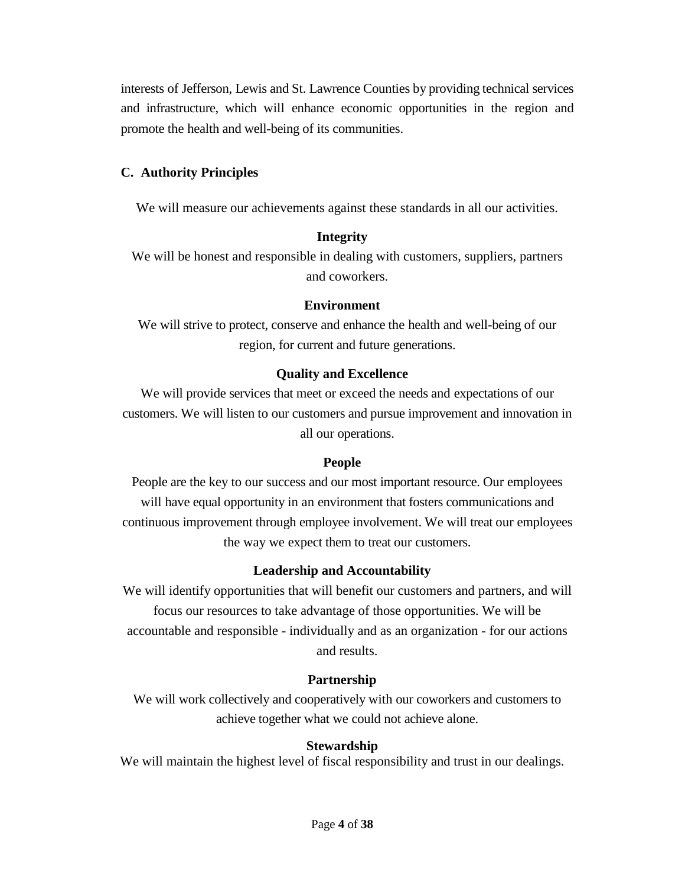interests of Jefferson, Lewis and St. Lawrence Counties by providing technical services and infrastructure, which will enhance economic opportunities in the region and promote the health and well-being of its communities.

### C. Authority Principles

We will measure our achievements against these standards in all our activities.

**Integrity**

We will be honest and responsible in dealing with customers, suppliers, partners and coworkers.

**Environment**

We will strive to protect, conserve and enhance the health and well-being of our region, for current and future generations.

**Quality and Excellence**

We will provide services that meet or exceed the needs and expectations of our customers. We will listen to our customers and pursue improvement and innovation in all our operations.

**People**

People are the key to our success and our most important resource. Our employees will have equal opportunity in an environment that fosters communications and continuous improvement through employee involvement. We will treat our employees the way we expect them to treat our customers.

**Leadership and Accountability**

We will identify opportunities that will benefit our customers and partners, and will focus our resources to take advantage of those opportunities. We will be accountable and responsible - individually and as an organization - for our actions and results.

**Partnership**

We will work collectively and cooperatively with our coworkers and customers to achieve together what we could not achieve alone.

**Stewardship**

We will maintain the highest level of fiscal responsibility and trust in our dealings.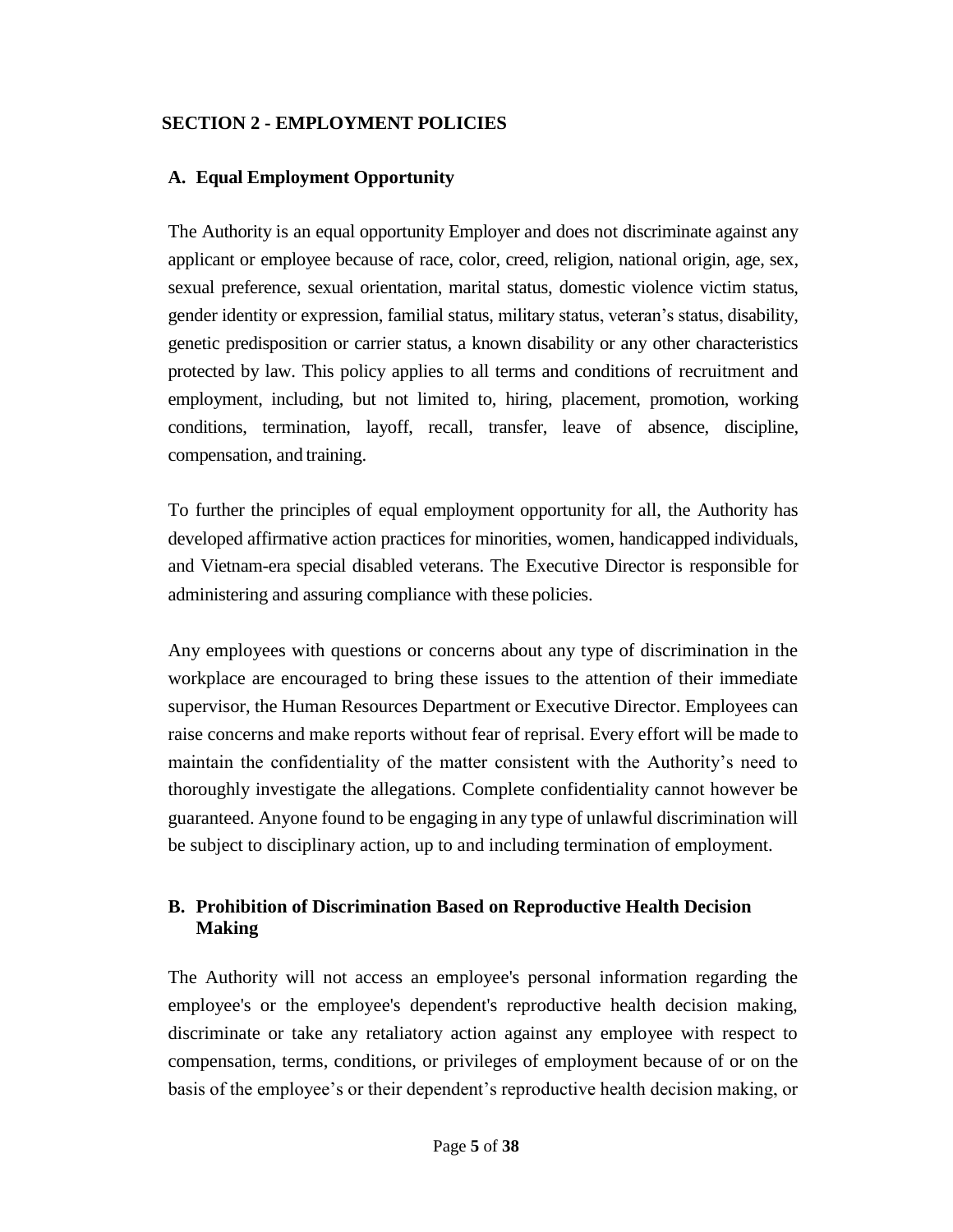# SECTION 2 - EMPLOYMENT POLICIES

## A. Equal Employment Opportunity

The Authority is an equal opportunity Employer and does not discriminate against any applicant or employee because of race, color, creed, religion, national origin, age, sex, sexual preference, sexual orientation, marital status, domestic violence victim status, gender identity or expression, familial status, military status, veteran's status, disability, genetic predisposition or carrier status, a known disability or any other characteristics protected by law. This policy applies to all terms and conditions of recruitment and employment, including, but not limited to, hiring, placement, promotion, working conditions, termination, layoff, recall, transfer, leave of absence, discipline, compensation, and training.

To further the principles of equal employment opportunity for all, the Authority has developed affirmative action practices for minorities, women, handicapped individuals, and Vietnam-era special disabled veterans. The Executive Director is responsible for administering and assuring compliance with these policies.

Any employees with questions or concerns about any type of discrimination in the workplace are encouraged to bring these issues to the attention of their immediate supervisor, the Human Resources Department or Executive Director. Employees can raise concerns and make reports without fear of reprisal. Every effort will be made to maintain the confidentiality of the matter consistent with the Authority's need to thoroughly investigate the allegations. Complete confidentiality cannot however be guaranteed. Anyone found to be engaging in any type of unlawful discrimination will be subject to disciplinary action, up to and including termination of employment.

## B. Prohibition of Discrimination Based on Reproductive Health Decision Making

The Authority will not access an employee's personal information regarding the employee's or the employee's dependent's reproductive health decision making, discriminate or take any retaliatory action against any employee with respect to compensation, terms, conditions, or privileges of employment because of or on the basis of the employee's or their dependent's reproductive health decision making, or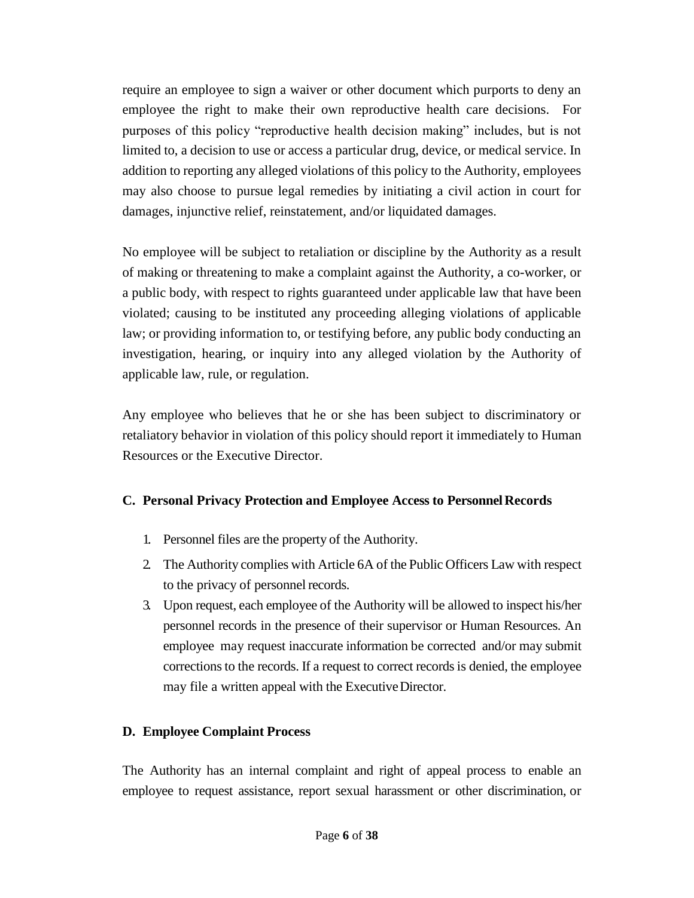require an employee to sign a waiver or other document which purports to deny an employee the right to make their own reproductive health care decisions. For purposes of this policy "reproductive health decision making" includes, but is not limited to, a decision to use or access a particular drug, device, or medical service. In addition to reporting any alleged violations of this policy to the Authority, employees may also choose to pursue legal remedies by initiating a civil action in court for damages, injunctive relief, reinstatement, and/or liquidated damages.

No employee will be subject to retaliation or discipline by the Authority as a result of making or threatening to make a complaint against the Authority, a co-worker, or a public body, with respect to rights guaranteed under applicable law that have been violated; causing to be instituted any proceeding alleging violations of applicable law; or providing information to, or testifying before, any public body conducting an investigation, hearing, or inquiry into any alleged violation by the Authority of applicable law, rule, or regulation.

Any employee who believes that he or she has been subject to discriminatory or retaliatory behavior in violation of this policy should report it immediately to Human Resources or the Executive Director.

### C. Personal Privacy Protection and Employee Access to Personnel Records

1. Personnel files are the property of the Authority.
2. The Authority complies with Article 6A of the Public Officers Law with respect to the privacy of personnel records.
3. Upon request, each employee of the Authority will be allowed to inspect his/her personnel records in the presence of their supervisor or Human Resources. An employee may request inaccurate information be corrected and/or may submit corrections to the records. If a request to correct records is denied, the employee may file a written appeal with the Executive Director.

### D. Employee Complaint Process

The Authority has an internal complaint and right of appeal process to enable an employee to request assistance, report sexual harassment or other discrimination, or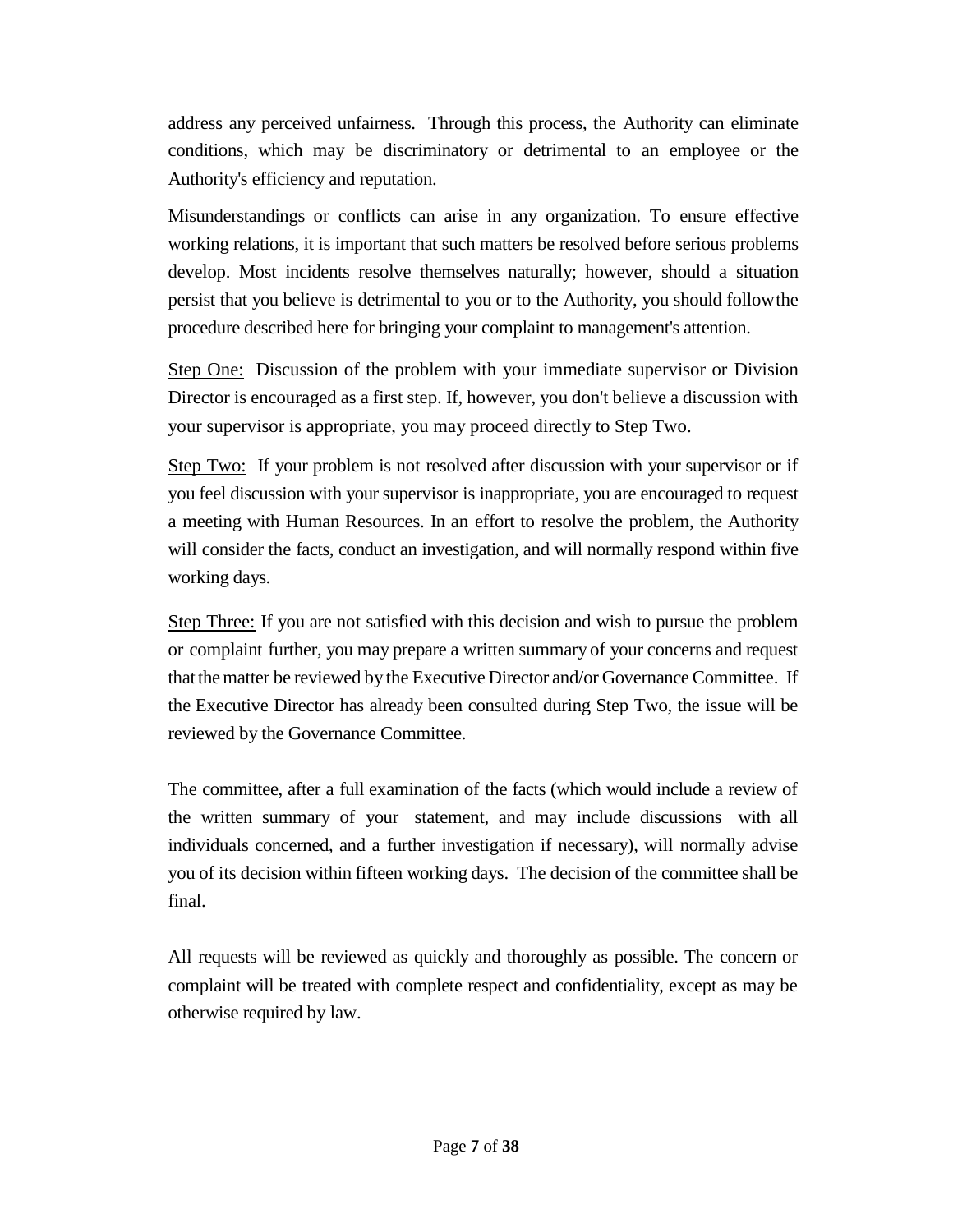address any perceived unfairness. Through this process, the Authority can eliminate conditions, which may be discriminatory or detrimental to an employee or the Authority's efficiency and reputation.

Misunderstandings or conflicts can arise in any organization. To ensure effective working relations, it is important that such matters be resolved before serious problems develop. Most incidents resolve themselves naturally; however, should a situation persist that you believe is detrimental to you or to the Authority, you should follow the procedure described here for bringing your complaint to management's attention.

<u>Step One:</u> Discussion of the problem with your immediate supervisor or Division Director is encouraged as a first step. If, however, you don't believe a discussion with your supervisor is appropriate, you may proceed directly to Step Two.

<u>Step Two:</u> If your problem is not resolved after discussion with your supervisor or if you feel discussion with your supervisor is inappropriate, you are encouraged to request a meeting with Human Resources. In an effort to resolve the problem, the Authority will consider the facts, conduct an investigation, and will normally respond within five working days.

<u>Step Three:</u> If you are not satisfied with this decision and wish to pursue the problem or complaint further, you may prepare a written summary of your concerns and request that the matter be reviewed by the Executive Director and/or Governance Committee. If the Executive Director has already been consulted during Step Two, the issue will be reviewed by the Governance Committee.

The committee, after a full examination of the facts (which would include a review of the written summary of your statement, and may include discussions with all individuals concerned, and a further investigation if necessary), will normally advise you of its decision within fifteen working days. The decision of the committee shall be final.

All requests will be reviewed as quickly and thoroughly as possible. The concern or complaint will be treated with complete respect and confidentiality, except as may be otherwise required by law.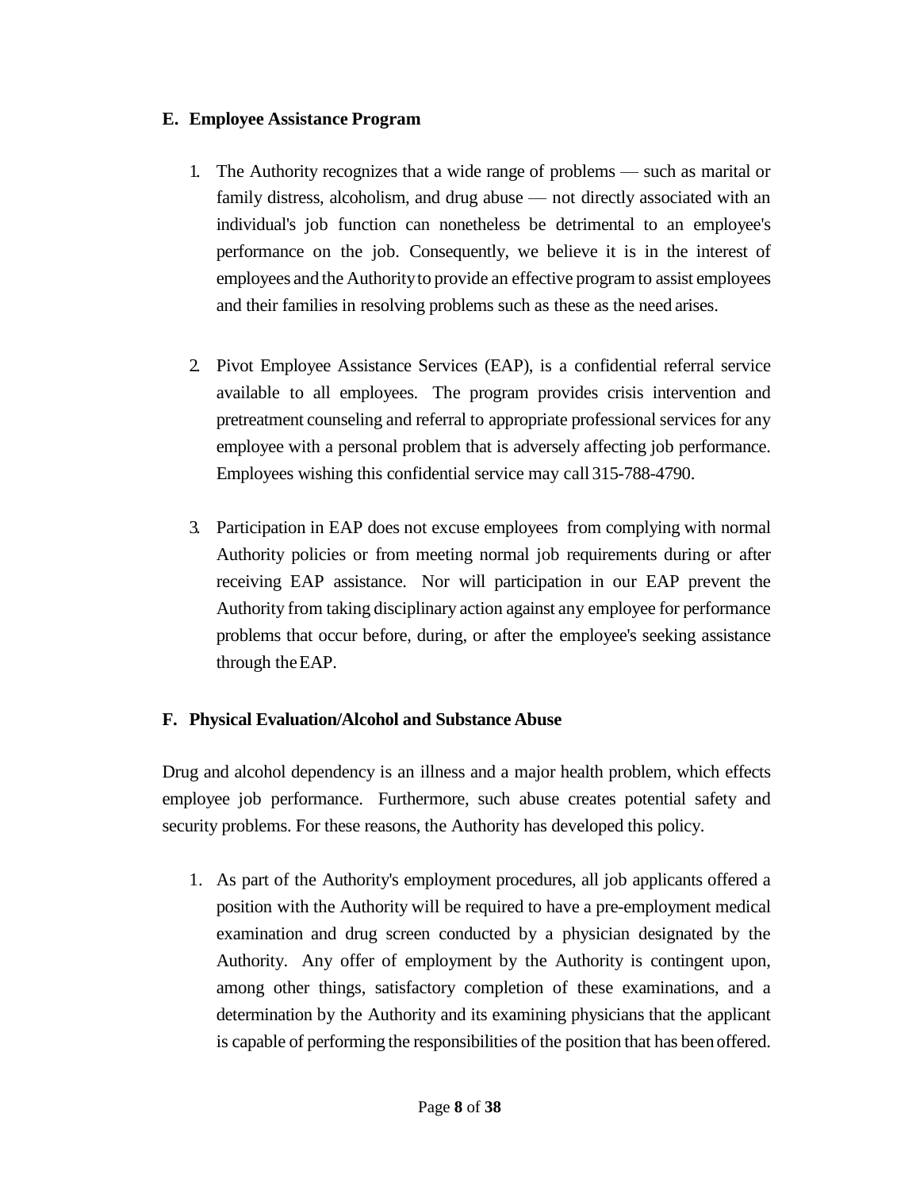### E. Employee Assistance Program

1. The Authority recognizes that a wide range of problems — such as marital or family distress, alcoholism, and drug abuse — not directly associated with an individual's job function can nonetheless be detrimental to an employee's performance on the job. Consequently, we believe it is in the interest of employees and the Authority to provide an effective program to assist employees and their families in resolving problems such as these as the need arises.

2. Pivot Employee Assistance Services (EAP), is a confidential referral service available to all employees. The program provides crisis intervention and pretreatment counseling and referral to appropriate professional services for any employee with a personal problem that is adversely affecting job performance. Employees wishing this confidential service may call 315-788-4790.

3. Participation in EAP does not excuse employees from complying with normal Authority policies or from meeting normal job requirements during or after receiving EAP assistance. Nor will participation in our EAP prevent the Authority from taking disciplinary action against any employee for performance problems that occur before, during, or after the employee's seeking assistance through the EAP.

### F. Physical Evaluation/Alcohol and Substance Abuse

Drug and alcohol dependency is an illness and a major health problem, which effects employee job performance. Furthermore, such abuse creates potential safety and security problems. For these reasons, the Authority has developed this policy.

1. As part of the Authority's employment procedures, all job applicants offered a position with the Authority will be required to have a pre-employment medical examination and drug screen conducted by a physician designated by the Authority. Any offer of employment by the Authority is contingent upon, among other things, satisfactory completion of these examinations, and a determination by the Authority and its examining physicians that the applicant is capable of performing the responsibilities of the position that has been offered.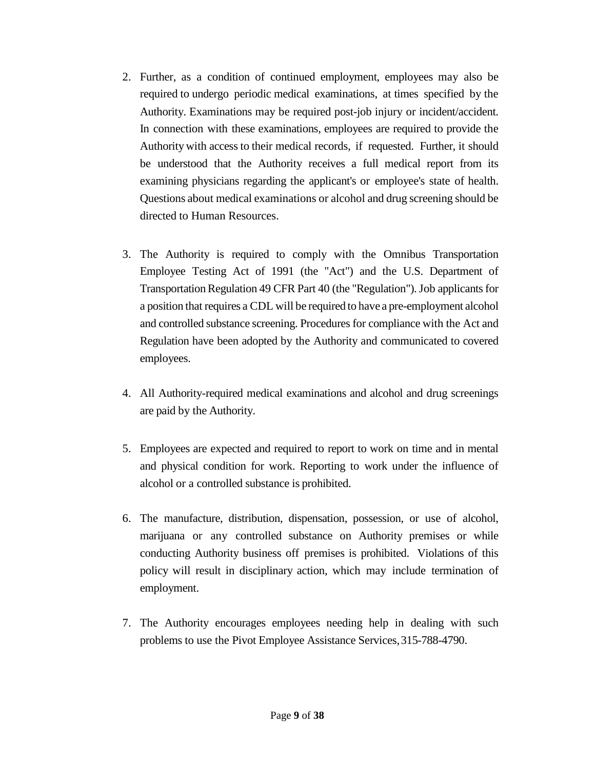2. Further, as a condition of continued employment, employees may also be required to undergo periodic medical examinations, at times specified by the Authority. Examinations may be required post-job injury or incident/accident. In connection with these examinations, employees are required to provide the Authority with access to their medical records, if requested. Further, it should be understood that the Authority receives a full medical report from its examining physicians regarding the applicant's or employee's state of health. Questions about medical examinations or alcohol and drug screening should be directed to Human Resources.

3. The Authority is required to comply with the Omnibus Transportation Employee Testing Act of 1991 (the "Act") and the U.S. Department of Transportation Regulation 49 CFR Part 40 (the "Regulation"). Job applicants for a position that requires a CDL will be required to have a pre-employment alcohol and controlled substance screening. Procedures for compliance with the Act and Regulation have been adopted by the Authority and communicated to covered employees.

4. All Authority-required medical examinations and alcohol and drug screenings are paid by the Authority.

5. Employees are expected and required to report to work on time and in mental and physical condition for work. Reporting to work under the influence of alcohol or a controlled substance is prohibited.

6. The manufacture, distribution, dispensation, possession, or use of alcohol, marijuana or any controlled substance on Authority premises or while conducting Authority business off premises is prohibited. Violations of this policy will result in disciplinary action, which may include termination of employment.

7. The Authority encourages employees needing help in dealing with such problems to use the Pivot Employee Assistance Services, 315-788-4790.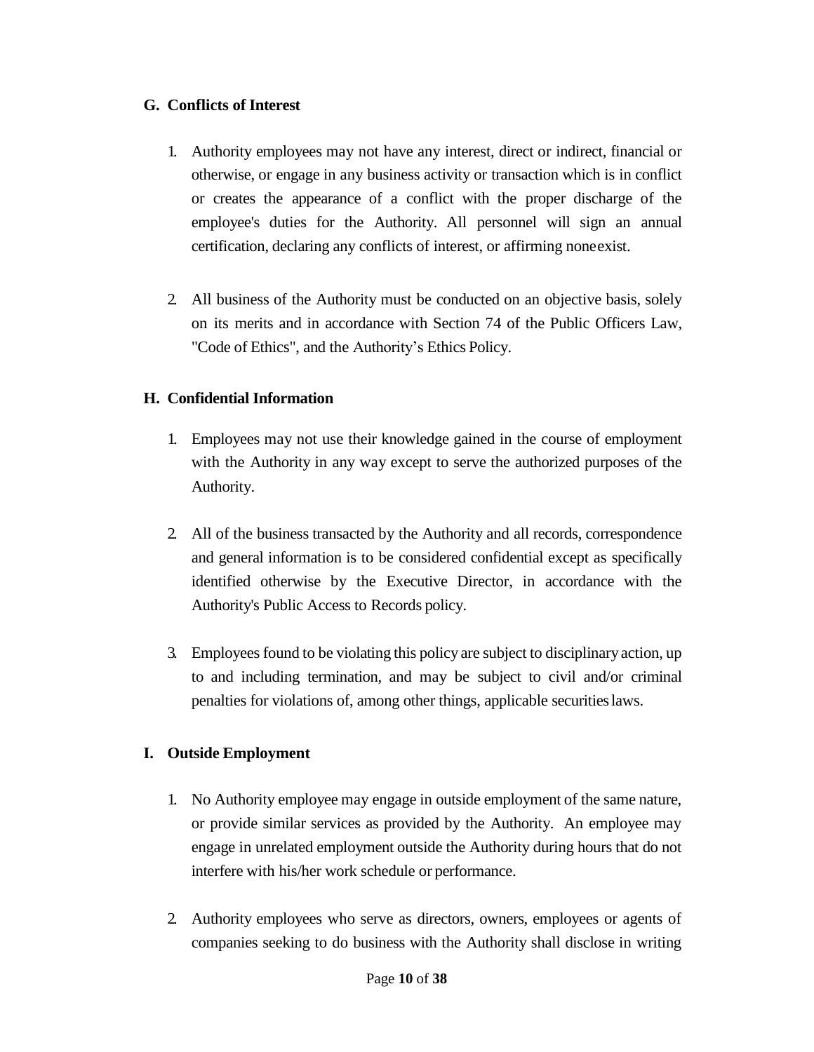### G. Conflicts of Interest

1. Authority employees may not have any interest, direct or indirect, financial or otherwise, or engage in any business activity or transaction which is in conflict or creates the appearance of a conflict with the proper discharge of the employee's duties for the Authority. All personnel will sign an annual certification, declaring any conflicts of interest, or affirming none exist.

2. All business of the Authority must be conducted on an objective basis, solely on its merits and in accordance with Section 74 of the Public Officers Law, "Code of Ethics", and the Authority's Ethics Policy.

### H. Confidential Information

1. Employees may not use their knowledge gained in the course of employment with the Authority in any way except to serve the authorized purposes of the Authority.

2. All of the business transacted by the Authority and all records, correspondence and general information is to be considered confidential except as specifically identified otherwise by the Executive Director, in accordance with the Authority's Public Access to Records policy.

3. Employees found to be violating this policy are subject to disciplinary action, up to and including termination, and may be subject to civil and/or criminal penalties for violations of, among other things, applicable securities laws.

### I. Outside Employment

1. No Authority employee may engage in outside employment of the same nature, or provide similar services as provided by the Authority. An employee may engage in unrelated employment outside the Authority during hours that do not interfere with his/her work schedule or performance.

2. Authority employees who serve as directors, owners, employees or agents of companies seeking to do business with the Authority shall disclose in writing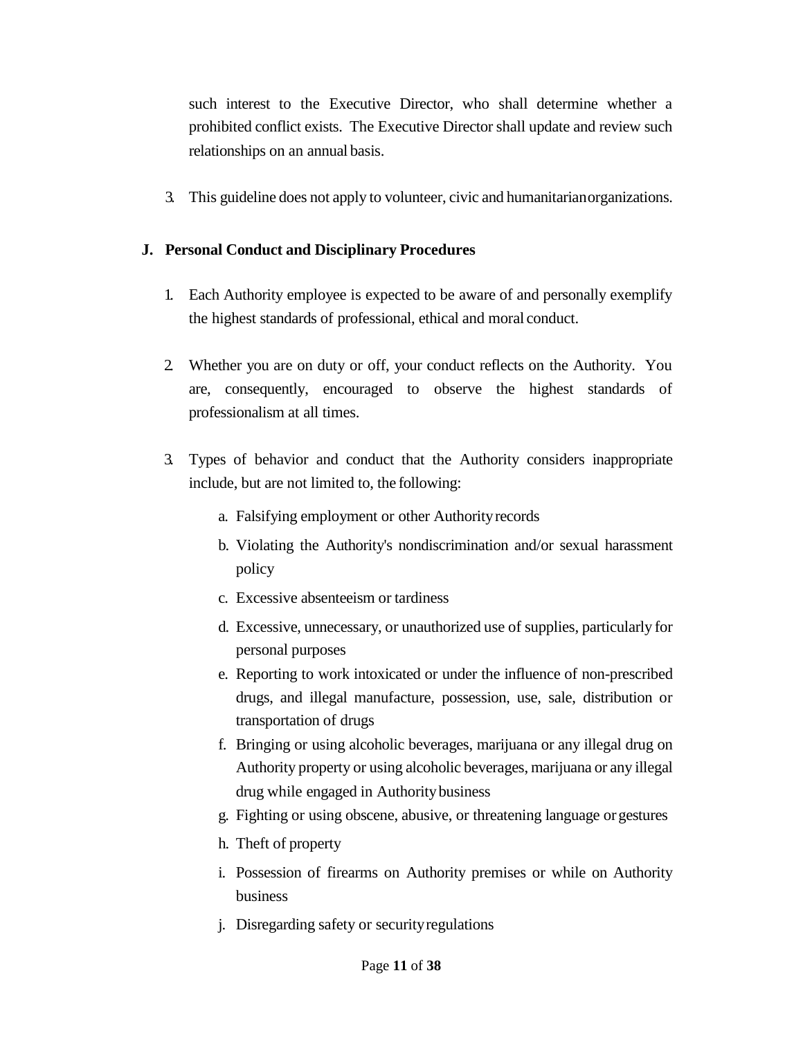such interest to the Executive Director, who shall determine whether a prohibited conflict exists. The Executive Director shall update and review such relationships on an annual basis.

3. This guideline does not apply to volunteer, civic and humanitarian organizations.

## J. Personal Conduct and Disciplinary Procedures

1. Each Authority employee is expected to be aware of and personally exemplify the highest standards of professional, ethical and moral conduct.

2. Whether you are on duty or off, your conduct reflects on the Authority. You are, consequently, encouraged to observe the highest standards of professionalism at all times.

3. Types of behavior and conduct that the Authority considers inappropriate include, but are not limited to, the following:

   a. Falsifying employment or other Authority records

   b. Violating the Authority's nondiscrimination and/or sexual harassment policy

   c. Excessive absenteeism or tardiness

   d. Excessive, unnecessary, or unauthorized use of supplies, particularly for personal purposes

   e. Reporting to work intoxicated or under the influence of non-prescribed drugs, and illegal manufacture, possession, use, sale, distribution or transportation of drugs

   f. Bringing or using alcoholic beverages, marijuana or any illegal drug on Authority property or using alcoholic beverages, marijuana or any illegal drug while engaged in Authority business

   g. Fighting or using obscene, abusive, or threatening language or gestures

   h. Theft of property

   i. Possession of firearms on Authority premises or while on Authority business

   j. Disregarding safety or security regulations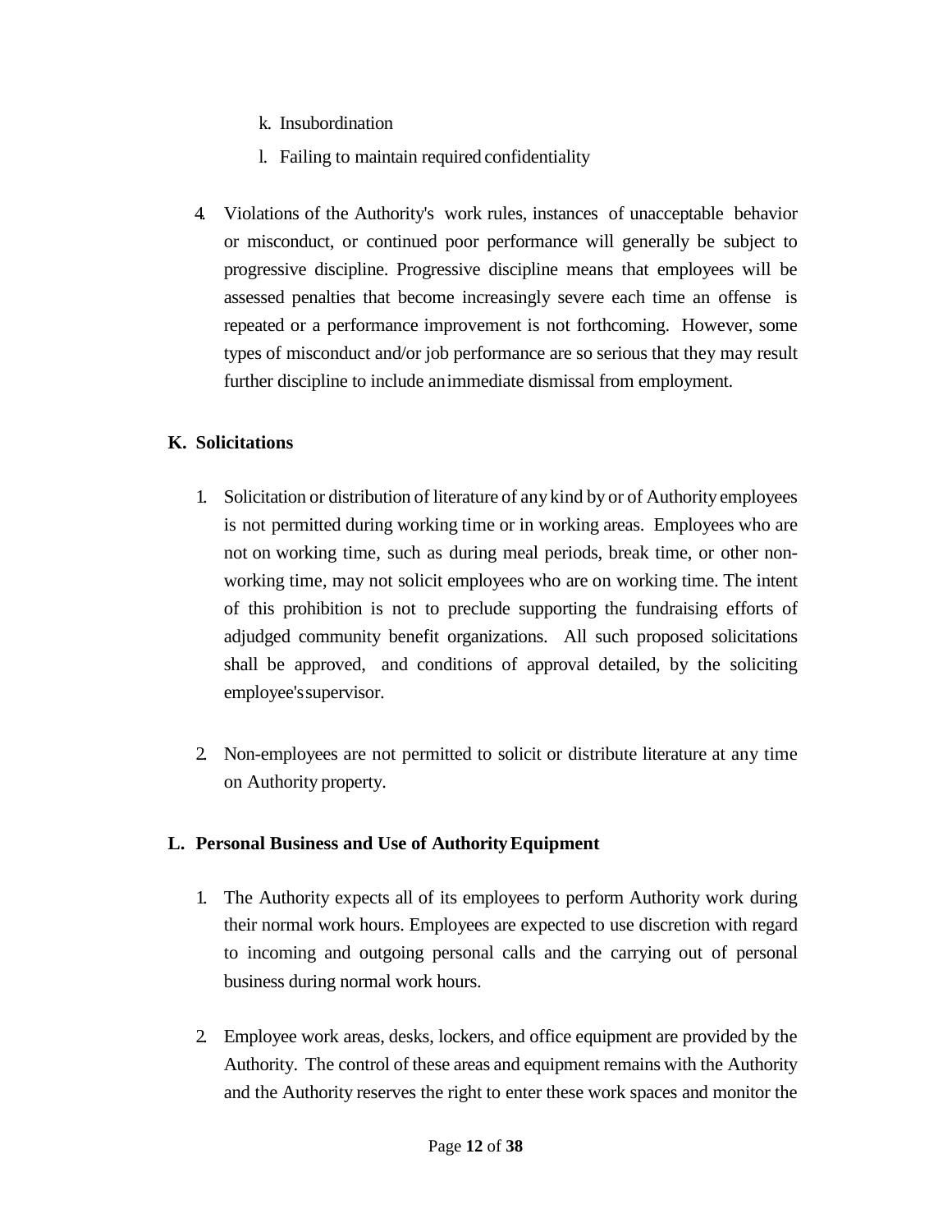k. Insubordination

l. Failing to maintain required confidentiality

4. Violations of the Authority's work rules, instances of unacceptable behavior or misconduct, or continued poor performance will generally be subject to progressive discipline. Progressive discipline means that employees will be assessed penalties that become increasingly severe each time an offense is repeated or a performance improvement is not forthcoming. However, some types of misconduct and/or job performance are so serious that they may result further discipline to include an immediate dismissal from employment.

**K. Solicitations**

1. Solicitation or distribution of literature of any kind by or of Authority employees is not permitted during working time or in working areas. Employees who are not on working time, such as during meal periods, break time, or other non-working time, may not solicit employees who are on working time. The intent of this prohibition is not to preclude supporting the fundraising efforts of adjudged community benefit organizations. All such proposed solicitations shall be approved, and conditions of approval detailed, by the soliciting employee's supervisor.

2. Non-employees are not permitted to solicit or distribute literature at any time on Authority property.

**L. Personal Business and Use of Authority Equipment**

1. The Authority expects all of its employees to perform Authority work during their normal work hours. Employees are expected to use discretion with regard to incoming and outgoing personal calls and the carrying out of personal business during normal work hours.

2. Employee work areas, desks, lockers, and office equipment are provided by the Authority. The control of these areas and equipment remains with the Authority and the Authority reserves the right to enter these work spaces and monitor the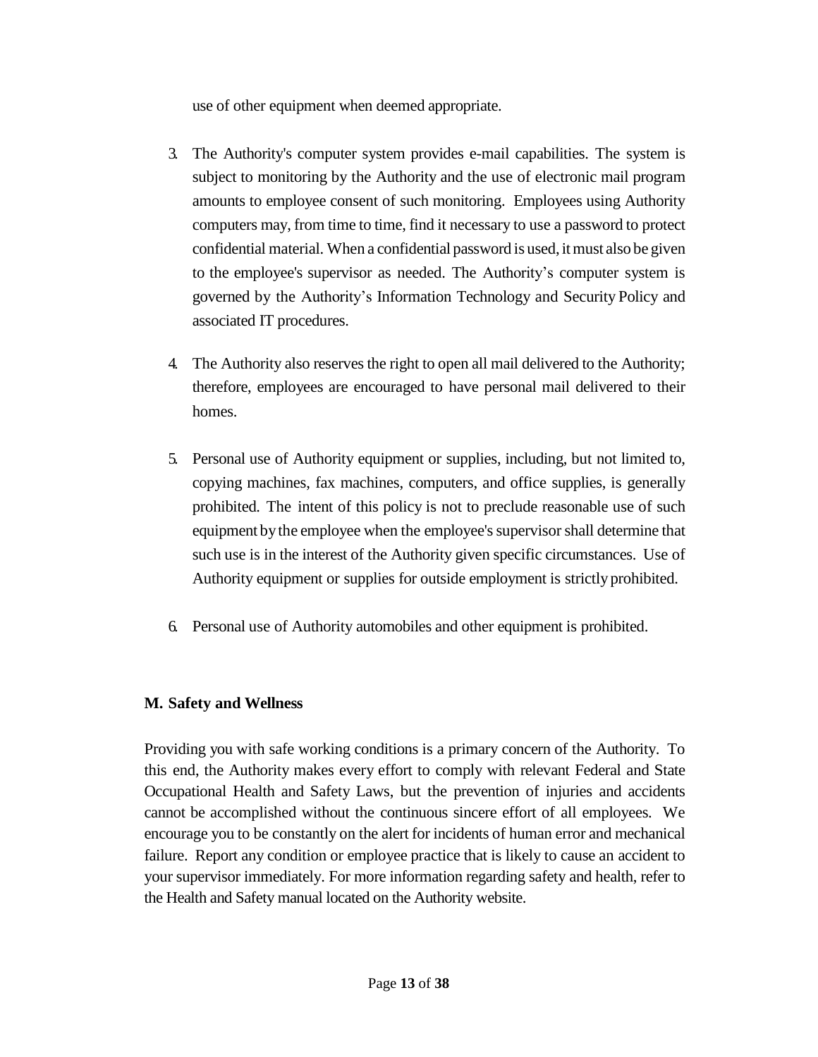use of other equipment when deemed appropriate.

3. The Authority's computer system provides e-mail capabilities. The system is subject to monitoring by the Authority and the use of electronic mail program amounts to employee consent of such monitoring. Employees using Authority computers may, from time to time, find it necessary to use a password to protect confidential material. When a confidential password is used, it must also be given to the employee's supervisor as needed. The Authority's computer system is governed by the Authority's Information Technology and Security Policy and associated IT procedures.

4. The Authority also reserves the right to open all mail delivered to the Authority; therefore, employees are encouraged to have personal mail delivered to their homes.

5. Personal use of Authority equipment or supplies, including, but not limited to, copying machines, fax machines, computers, and office supplies, is generally prohibited. The intent of this policy is not to preclude reasonable use of such equipment by the employee when the employee's supervisor shall determine that such use is in the interest of the Authority given specific circumstances. Use of Authority equipment or supplies for outside employment is strictly prohibited.

6. Personal use of Authority automobiles and other equipment is prohibited.

**M. Safety and Wellness**

Providing you with safe working conditions is a primary concern of the Authority. To this end, the Authority makes every effort to comply with relevant Federal and State Occupational Health and Safety Laws, but the prevention of injuries and accidents cannot be accomplished without the continuous sincere effort of all employees. We encourage you to be constantly on the alert for incidents of human error and mechanical failure. Report any condition or employee practice that is likely to cause an accident to your supervisor immediately. For more information regarding safety and health, refer to the Health and Safety manual located on the Authority website.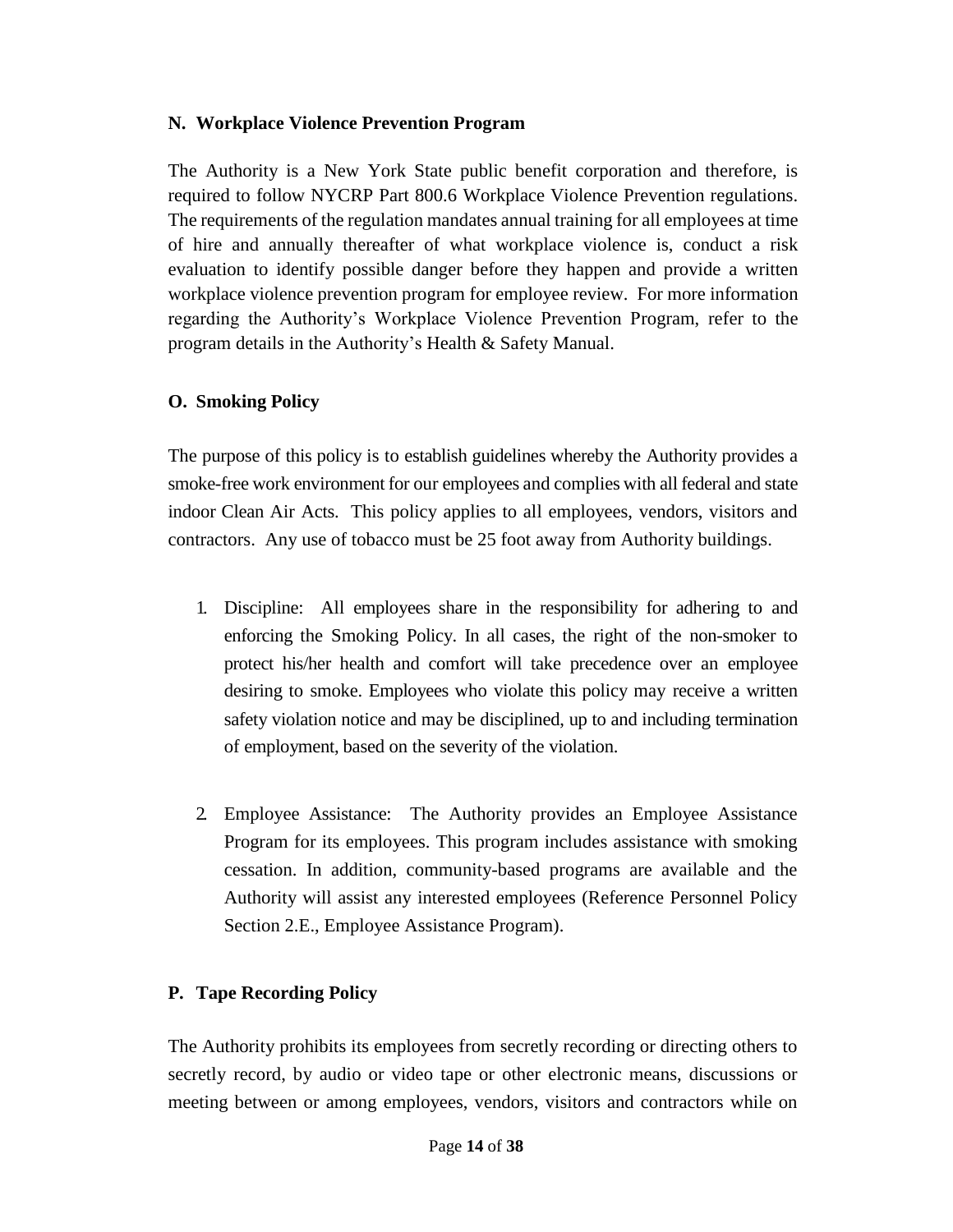### N. Workplace Violence Prevention Program

The Authority is a New York State public benefit corporation and therefore, is required to follow NYCRP Part 800.6 Workplace Violence Prevention regulations. The requirements of the regulation mandates annual training for all employees at time of hire and annually thereafter of what workplace violence is, conduct a risk evaluation to identify possible danger before they happen and provide a written workplace violence prevention program for employee review. For more information regarding the Authority's Workplace Violence Prevention Program, refer to the program details in the Authority's Health & Safety Manual.

### O. Smoking Policy

The purpose of this policy is to establish guidelines whereby the Authority provides a smoke-free work environment for our employees and complies with all federal and state indoor Clean Air Acts. This policy applies to all employees, vendors, visitors and contractors. Any use of tobacco must be 25 foot away from Authority buildings.

1. Discipline: All employees share in the responsibility for adhering to and enforcing the Smoking Policy. In all cases, the right of the non-smoker to protect his/her health and comfort will take precedence over an employee desiring to smoke. Employees who violate this policy may receive a written safety violation notice and may be disciplined, up to and including termination of employment, based on the severity of the violation.

2. Employee Assistance: The Authority provides an Employee Assistance Program for its employees. This program includes assistance with smoking cessation. In addition, community-based programs are available and the Authority will assist any interested employees (Reference Personnel Policy Section 2.E., Employee Assistance Program).

### P. Tape Recording Policy

The Authority prohibits its employees from secretly recording or directing others to secretly record, by audio or video tape or other electronic means, discussions or meeting between or among employees, vendors, visitors and contractors while on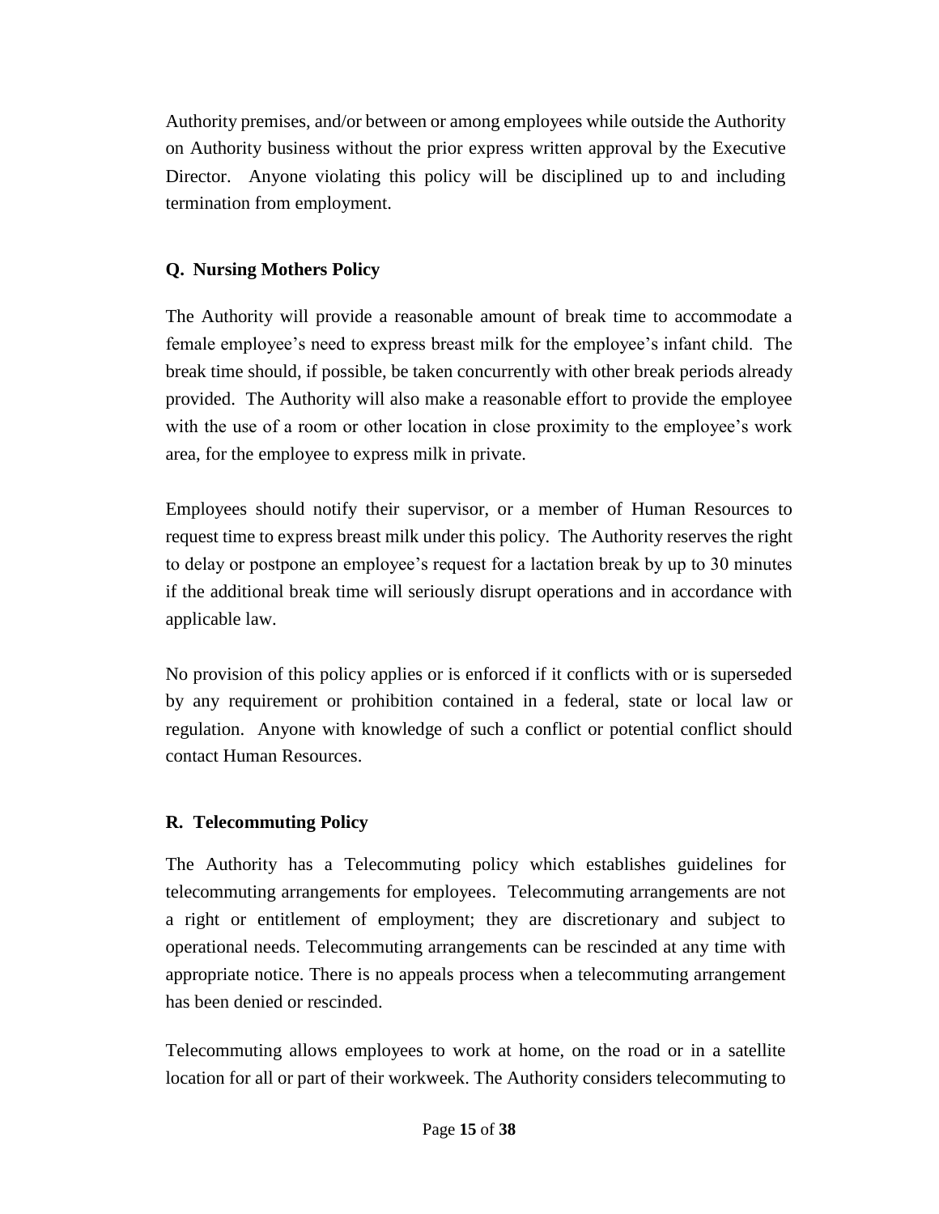Authority premises, and/or between or among employees while outside the Authority on Authority business without the prior express written approval by the Executive Director. Anyone violating this policy will be disciplined up to and including termination from employment.

### Q. Nursing Mothers Policy

The Authority will provide a reasonable amount of break time to accommodate a female employee's need to express breast milk for the employee's infant child. The break time should, if possible, be taken concurrently with other break periods already provided. The Authority will also make a reasonable effort to provide the employee with the use of a room or other location in close proximity to the employee's work area, for the employee to express milk in private.

Employees should notify their supervisor, or a member of Human Resources to request time to express breast milk under this policy. The Authority reserves the right to delay or postpone an employee's request for a lactation break by up to 30 minutes if the additional break time will seriously disrupt operations and in accordance with applicable law.

No provision of this policy applies or is enforced if it conflicts with or is superseded by any requirement or prohibition contained in a federal, state or local law or regulation. Anyone with knowledge of such a conflict or potential conflict should contact Human Resources.

### R. Telecommuting Policy

The Authority has a Telecommuting policy which establishes guidelines for telecommuting arrangements for employees. Telecommuting arrangements are not a right or entitlement of employment; they are discretionary and subject to operational needs. Telecommuting arrangements can be rescinded at any time with appropriate notice. There is no appeals process when a telecommuting arrangement has been denied or rescinded.

Telecommuting allows employees to work at home, on the road or in a satellite location for all or part of their workweek. The Authority considers telecommuting to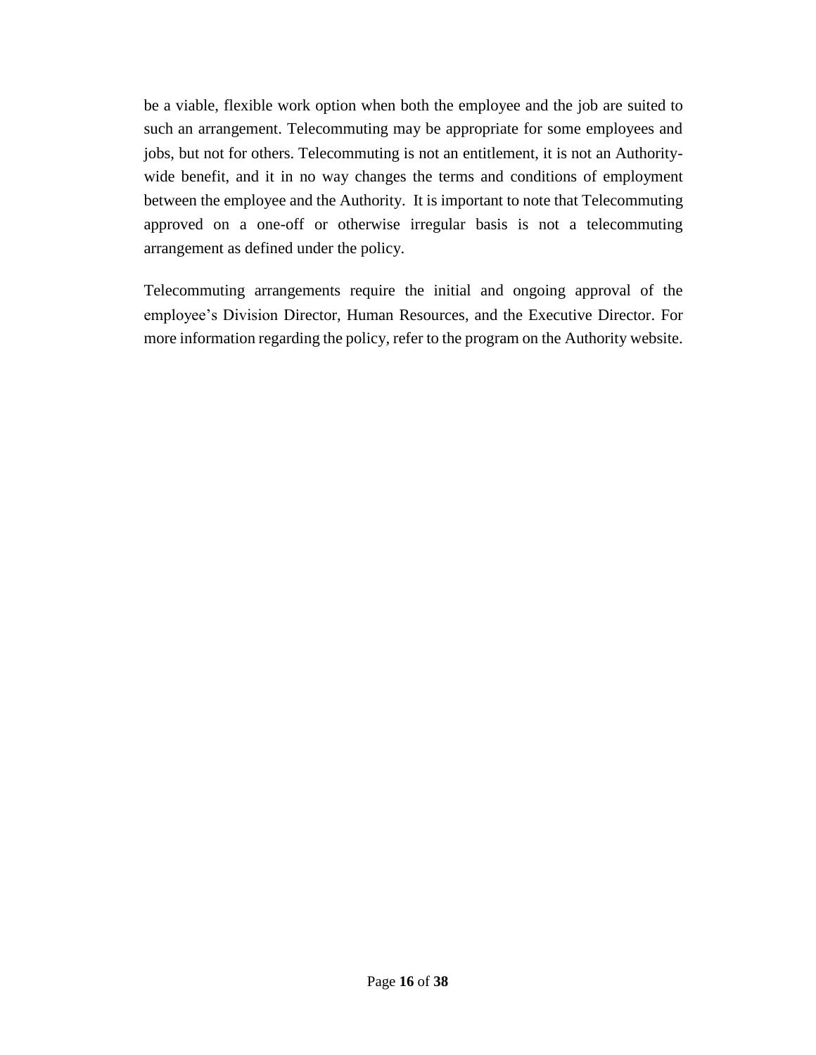be a viable, flexible work option when both the employee and the job are suited to such an arrangement. Telecommuting may be appropriate for some employees and jobs, but not for others. Telecommuting is not an entitlement, it is not an Authority-wide benefit, and it in no way changes the terms and conditions of employment between the employee and the Authority. It is important to note that Telecommuting approved on a one-off or otherwise irregular basis is not a telecommuting arrangement as defined under the policy.

Telecommuting arrangements require the initial and ongoing approval of the employee's Division Director, Human Resources, and the Executive Director. For more information regarding the policy, refer to the program on the Authority website.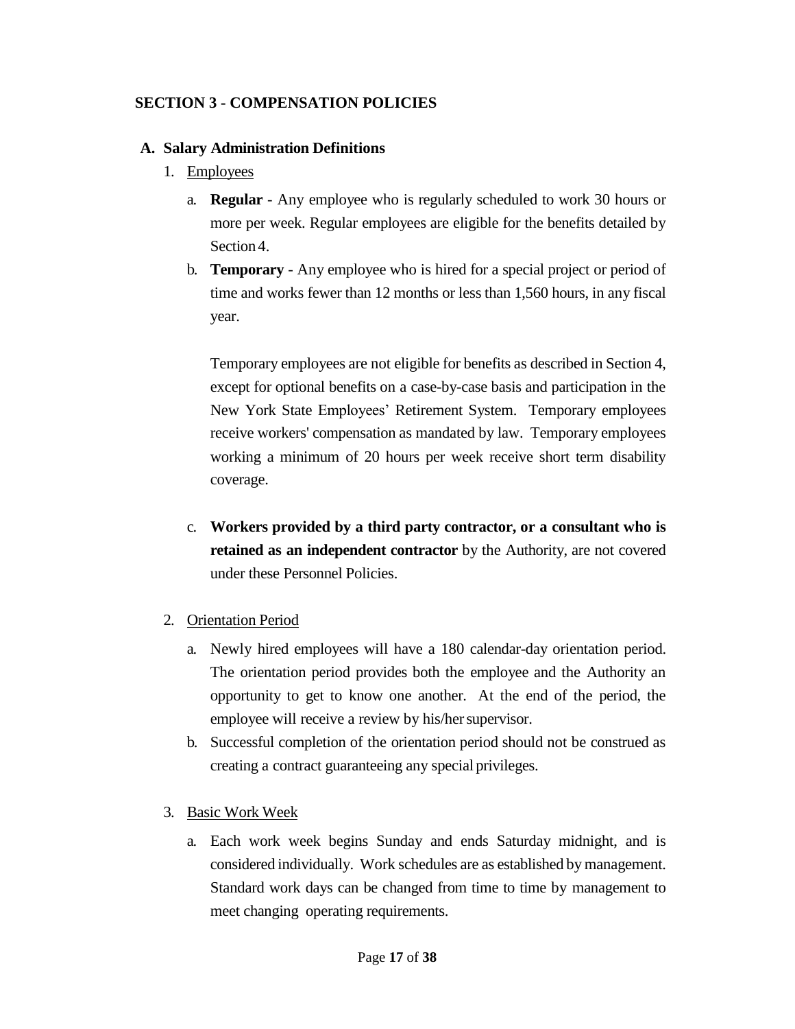## SECTION 3 - COMPENSATION POLICIES

### A. Salary Administration Definitions

1. Employees

   a. **Regular** - Any employee who is regularly scheduled to work 30 hours or more per week. Regular employees are eligible for the benefits detailed by Section 4.

   b. **Temporary** - Any employee who is hired for a special project or period of time and works fewer than 12 months or less than 1,560 hours, in any fiscal year.

      Temporary employees are not eligible for benefits as described in Section 4, except for optional benefits on a case-by-case basis and participation in the New York State Employees' Retirement System. Temporary employees receive workers' compensation as mandated by law. Temporary employees working a minimum of 20 hours per week receive short term disability coverage.

   c. **Workers provided by a third party contractor, or a consultant who is retained as an independent contractor** by the Authority, are not covered under these Personnel Policies.

2. Orientation Period

   a. Newly hired employees will have a 180 calendar-day orientation period. The orientation period provides both the employee and the Authority an opportunity to get to know one another. At the end of the period, the employee will receive a review by his/her supervisor.

   b. Successful completion of the orientation period should not be construed as creating a contract guaranteeing any special privileges.

3. Basic Work Week

   a. Each work week begins Sunday and ends Saturday midnight, and is considered individually. Work schedules are as established by management. Standard work days can be changed from time to time by management to meet changing operating requirements.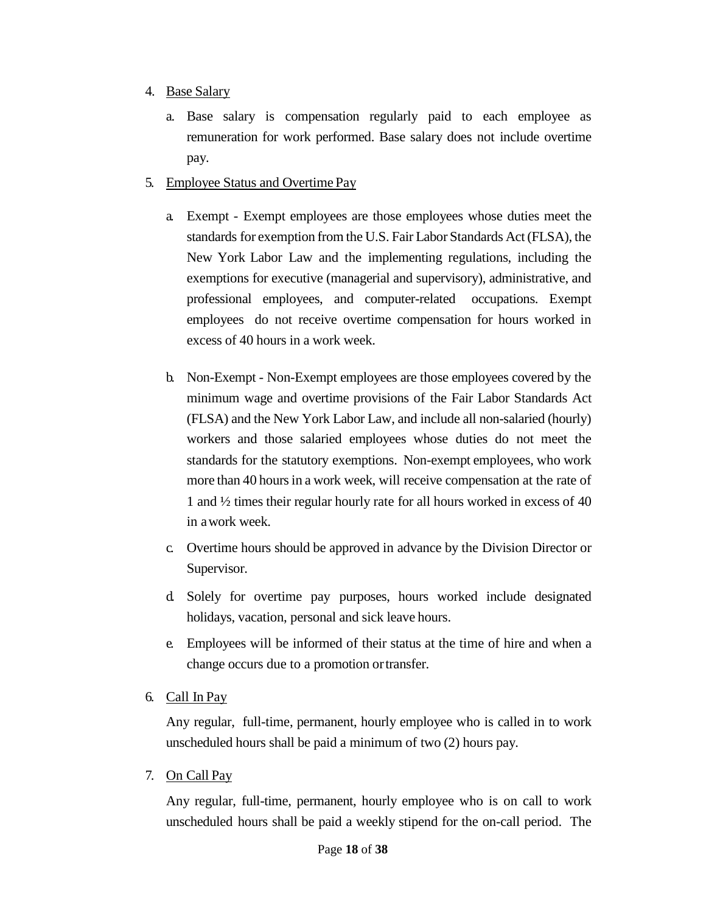4. <u>Base Salary</u>

   a. Base salary is compensation regularly paid to each employee as remuneration for work performed. Base salary does not include overtime pay.

5. <u>Employee Status and Overtime Pay</u>

   a. Exempt - Exempt employees are those employees whose duties meet the standards for exemption from the U.S. Fair Labor Standards Act (FLSA), the New York Labor Law and the implementing regulations, including the exemptions for executive (managerial and supervisory), administrative, and professional employees, and computer-related occupations. Exempt employees do not receive overtime compensation for hours worked in excess of 40 hours in a work week.

   b. Non-Exempt - Non-Exempt employees are those employees covered by the minimum wage and overtime provisions of the Fair Labor Standards Act (FLSA) and the New York Labor Law, and include all non-salaried (hourly) workers and those salaried employees whose duties do not meet the standards for the statutory exemptions. Non-exempt employees, who work more than 40 hours in a work week, will receive compensation at the rate of 1 and ½ times their regular hourly rate for all hours worked in excess of 40 in a work week.

   c. Overtime hours should be approved in advance by the Division Director or Supervisor.

   d. Solely for overtime pay purposes, hours worked include designated holidays, vacation, personal and sick leave hours.

   e. Employees will be informed of their status at the time of hire and when a change occurs due to a promotion or transfer.

6. <u>Call In Pay</u>

   Any regular, full-time, permanent, hourly employee who is called in to work unscheduled hours shall be paid a minimum of two (2) hours pay.

7. <u>On Call Pay</u>

   Any regular, full-time, permanent, hourly employee who is on call to work unscheduled hours shall be paid a weekly stipend for the on-call period. The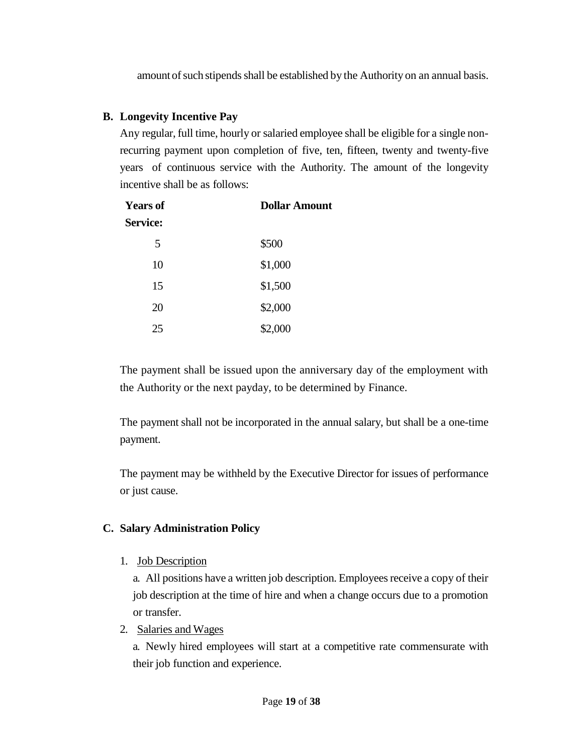amount of such stipends shall be established by the Authority on an annual basis.

## B. Longevity Incentive Pay

Any regular, full time, hourly or salaried employee shall be eligible for a single non-recurring payment upon completion of five, ten, fifteen, twenty and twenty-five years of continuous service with the Authority. The amount of the longevity incentive shall be as follows:

| Years of Service: | Dollar Amount |
| --- | --- |
| 5 | $500 |
| 10 | $1,000 |
| 15 | $1,500 |
| 20 | $2,000 |
| 25 | $2,000 |

The payment shall be issued upon the anniversary day of the employment with the Authority or the next payday, to be determined by Finance.

The payment shall not be incorporated in the annual salary, but shall be a one-time payment.

The payment may be withheld by the Executive Director for issues of performance or just cause.

## C. Salary Administration Policy

1. Job Description

   a. All positions have a written job description. Employees receive a copy of their job description at the time of hire and when a change occurs due to a promotion or transfer.

2. Salaries and Wages

   a. Newly hired employees will start at a competitive rate commensurate with their job function and experience.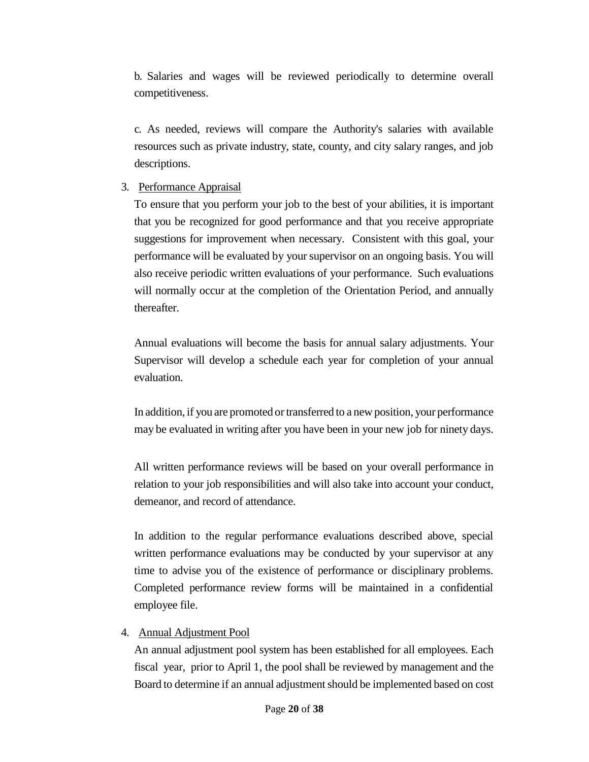b. Salaries and wages will be reviewed periodically to determine overall competitiveness.

c. As needed, reviews will compare the Authority's salaries with available resources such as private industry, state, county, and city salary ranges, and job descriptions.

3. <u>Performance Appraisal</u>

   To ensure that you perform your job to the best of your abilities, it is important that you be recognized for good performance and that you receive appropriate suggestions for improvement when necessary. Consistent with this goal, your performance will be evaluated by your supervisor on an ongoing basis. You will also receive periodic written evaluations of your performance. Such evaluations will normally occur at the completion of the Orientation Period, and annually thereafter.

   Annual evaluations will become the basis for annual salary adjustments. Your Supervisor will develop a schedule each year for completion of your annual evaluation.

   In addition, if you are promoted or transferred to a new position, your performance may be evaluated in writing after you have been in your new job for ninety days.

   All written performance reviews will be based on your overall performance in relation to your job responsibilities and will also take into account your conduct, demeanor, and record of attendance.

   In addition to the regular performance evaluations described above, special written performance evaluations may be conducted by your supervisor at any time to advise you of the existence of performance or disciplinary problems. Completed performance review forms will be maintained in a confidential employee file.

4. <u>Annual Adjustment Pool</u>

   An annual adjustment pool system has been established for all employees. Each fiscal year, prior to April 1, the pool shall be reviewed by management and the Board to determine if an annual adjustment should be implemented based on cost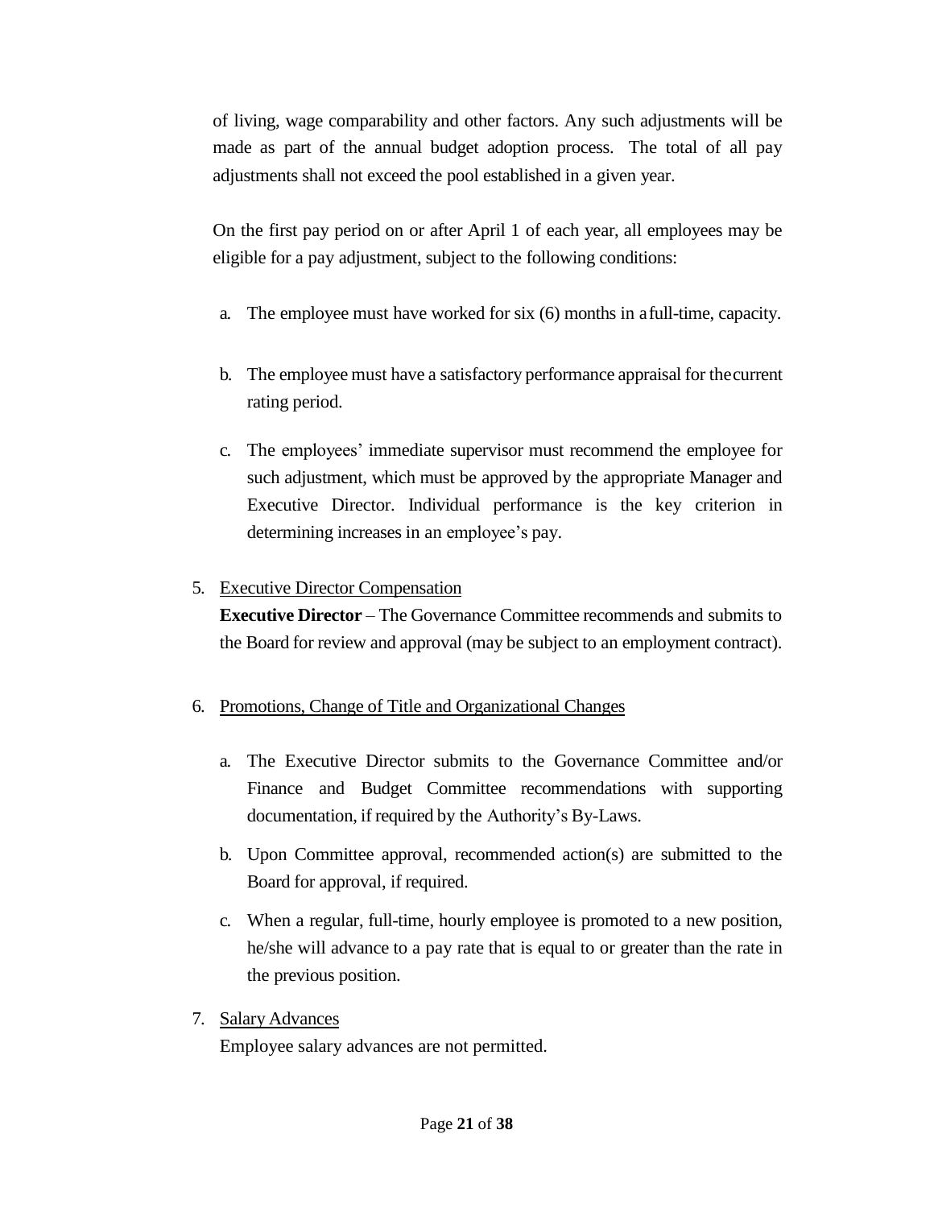of living, wage comparability and other factors. Any such adjustments will be made as part of the annual budget adoption process. The total of all pay adjustments shall not exceed the pool established in a given year.

On the first pay period on or after April 1 of each year, all employees may be eligible for a pay adjustment, subject to the following conditions:

a. The employee must have worked for six (6) months in a full-time, capacity.

b. The employee must have a satisfactory performance appraisal for the current rating period.

c. The employees' immediate supervisor must recommend the employee for such adjustment, which must be approved by the appropriate Manager and Executive Director. Individual performance is the key criterion in determining increases in an employee's pay.

5. <u>Executive Director Compensation</u>
   **Executive Director** – The Governance Committee recommends and submits to the Board for review and approval (may be subject to an employment contract).

6. <u>Promotions, Change of Title and Organizational Changes</u>

   a. The Executive Director submits to the Governance Committee and/or Finance and Budget Committee recommendations with supporting documentation, if required by the Authority's By-Laws.

   b. Upon Committee approval, recommended action(s) are submitted to the Board for approval, if required.

   c. When a regular, full-time, hourly employee is promoted to a new position, he/she will advance to a pay rate that is equal to or greater than the rate in the previous position.

7. <u>Salary Advances</u>
   Employee salary advances are not permitted.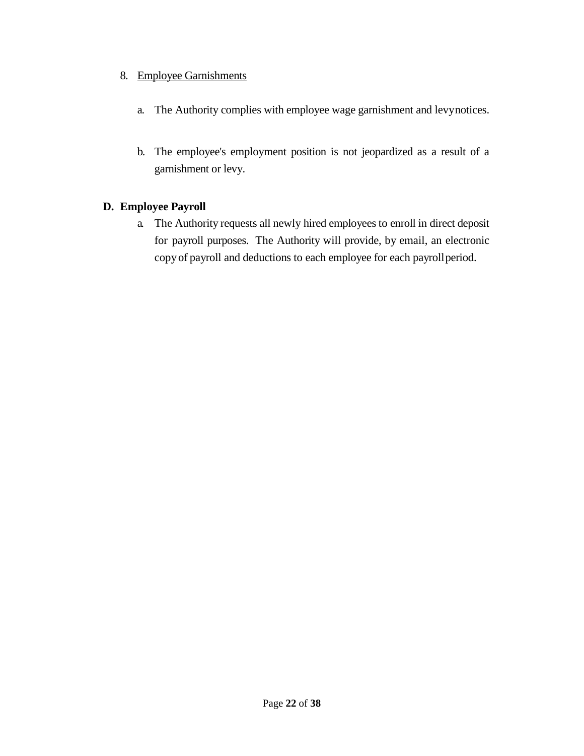8. Employee Garnishments

   a. The Authority complies with employee wage garnishment and levy notices.

   b. The employee's employment position is not jeopardized as a result of a garnishment or levy.

**D. Employee Payroll**

   a. The Authority requests all newly hired employees to enroll in direct deposit for payroll purposes. The Authority will provide, by email, an electronic copy of payroll and deductions to each employee for each payroll period.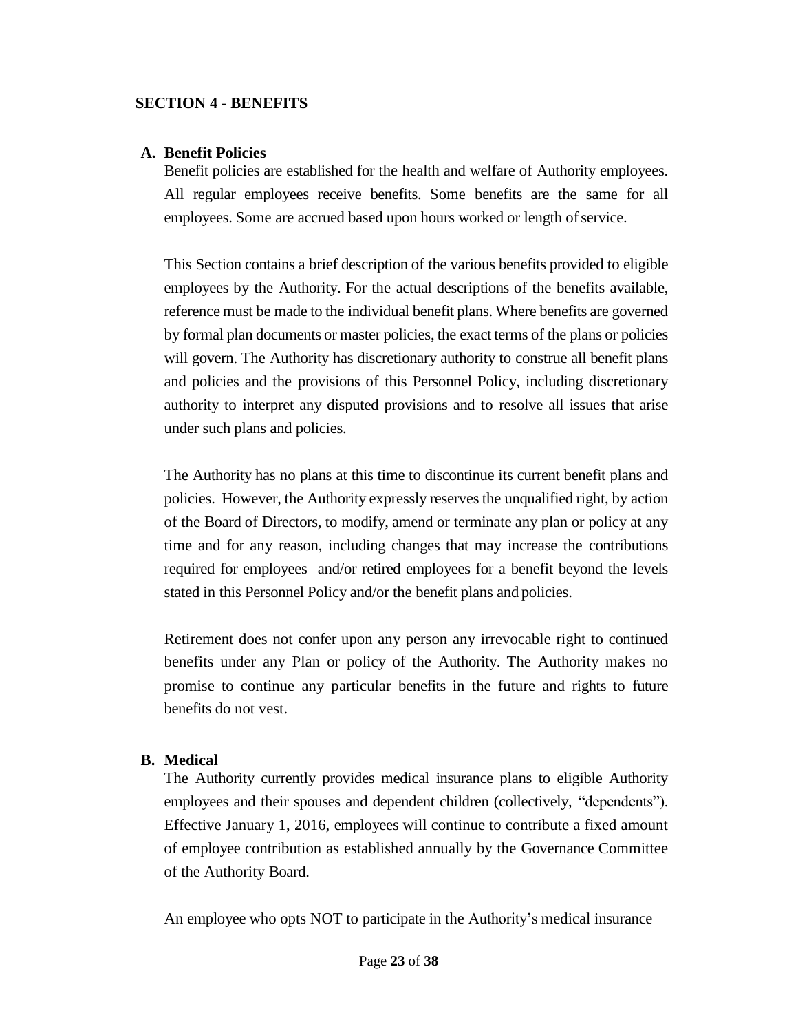## SECTION 4 - BENEFITS

### A. Benefit Policies

Benefit policies are established for the health and welfare of Authority employees. All regular employees receive benefits. Some benefits are the same for all employees. Some are accrued based upon hours worked or length of service.

This Section contains a brief description of the various benefits provided to eligible employees by the Authority. For the actual descriptions of the benefits available, reference must be made to the individual benefit plans. Where benefits are governed by formal plan documents or master policies, the exact terms of the plans or policies will govern. The Authority has discretionary authority to construe all benefit plans and policies and the provisions of this Personnel Policy, including discretionary authority to interpret any disputed provisions and to resolve all issues that arise under such plans and policies.

The Authority has no plans at this time to discontinue its current benefit plans and policies. However, the Authority expressly reserves the unqualified right, by action of the Board of Directors, to modify, amend or terminate any plan or policy at any time and for any reason, including changes that may increase the contributions required for employees and/or retired employees for a benefit beyond the levels stated in this Personnel Policy and/or the benefit plans and policies.

Retirement does not confer upon any person any irrevocable right to continued benefits under any Plan or policy of the Authority. The Authority makes no promise to continue any particular benefits in the future and rights to future benefits do not vest.

### B. Medical

The Authority currently provides medical insurance plans to eligible Authority employees and their spouses and dependent children (collectively, "dependents"). Effective January 1, 2016, employees will continue to contribute a fixed amount of employee contribution as established annually by the Governance Committee of the Authority Board.

An employee who opts NOT to participate in the Authority's medical insurance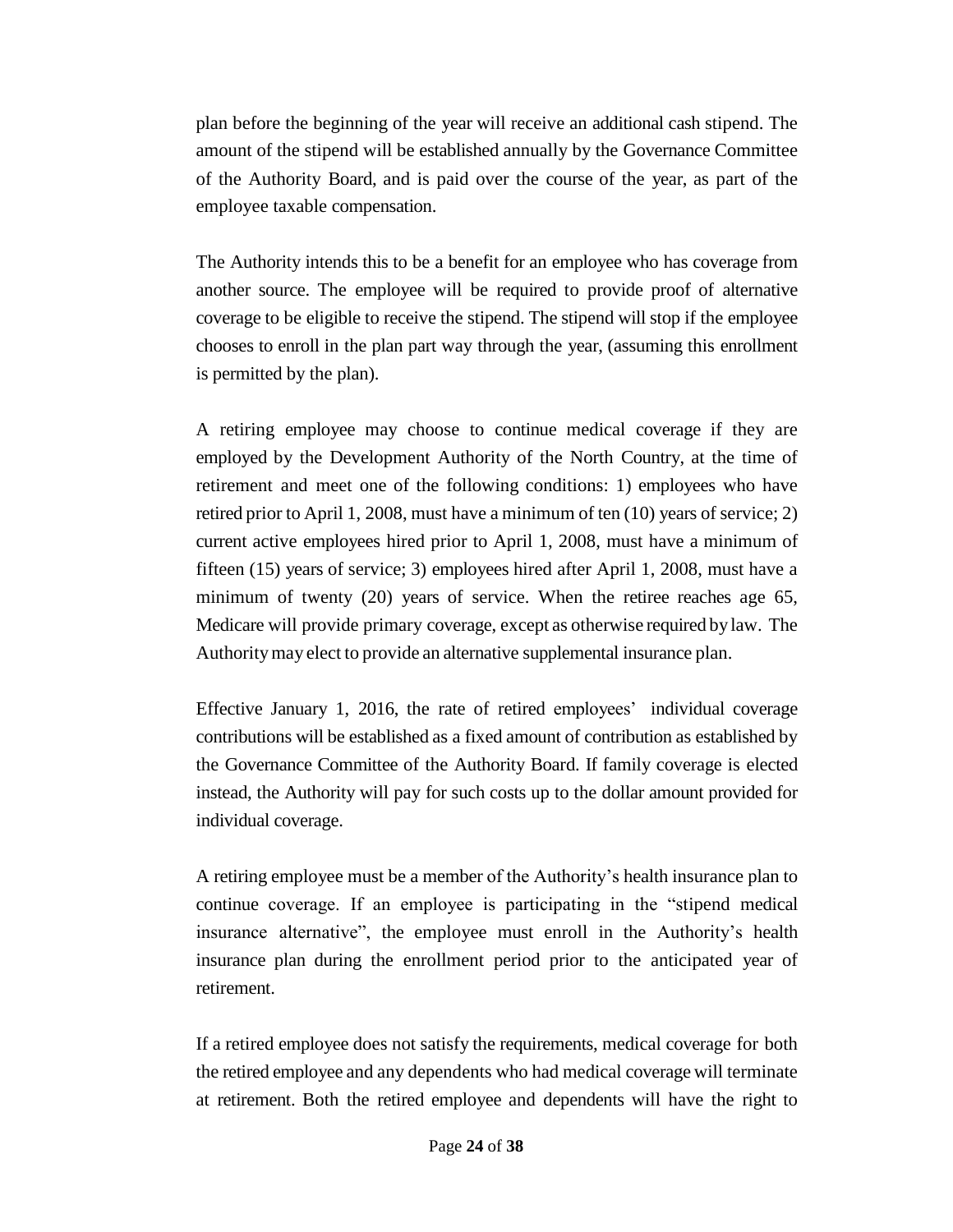plan before the beginning of the year will receive an additional cash stipend. The amount of the stipend will be established annually by the Governance Committee of the Authority Board, and is paid over the course of the year, as part of the employee taxable compensation.

The Authority intends this to be a benefit for an employee who has coverage from another source. The employee will be required to provide proof of alternative coverage to be eligible to receive the stipend. The stipend will stop if the employee chooses to enroll in the plan part way through the year, (assuming this enrollment is permitted by the plan).

A retiring employee may choose to continue medical coverage if they are employed by the Development Authority of the North Country, at the time of retirement and meet one of the following conditions: 1) employees who have retired prior to April 1, 2008, must have a minimum of ten (10) years of service; 2) current active employees hired prior to April 1, 2008, must have a minimum of fifteen (15) years of service; 3) employees hired after April 1, 2008, must have a minimum of twenty (20) years of service. When the retiree reaches age 65, Medicare will provide primary coverage, except as otherwise required by law. The Authority may elect to provide an alternative supplemental insurance plan.

Effective January 1, 2016, the rate of retired employees' individual coverage contributions will be established as a fixed amount of contribution as established by the Governance Committee of the Authority Board. If family coverage is elected instead, the Authority will pay for such costs up to the dollar amount provided for individual coverage.

A retiring employee must be a member of the Authority's health insurance plan to continue coverage. If an employee is participating in the "stipend medical insurance alternative", the employee must enroll in the Authority's health insurance plan during the enrollment period prior to the anticipated year of retirement.

If a retired employee does not satisfy the requirements, medical coverage for both the retired employee and any dependents who had medical coverage will terminate at retirement. Both the retired employee and dependents will have the right to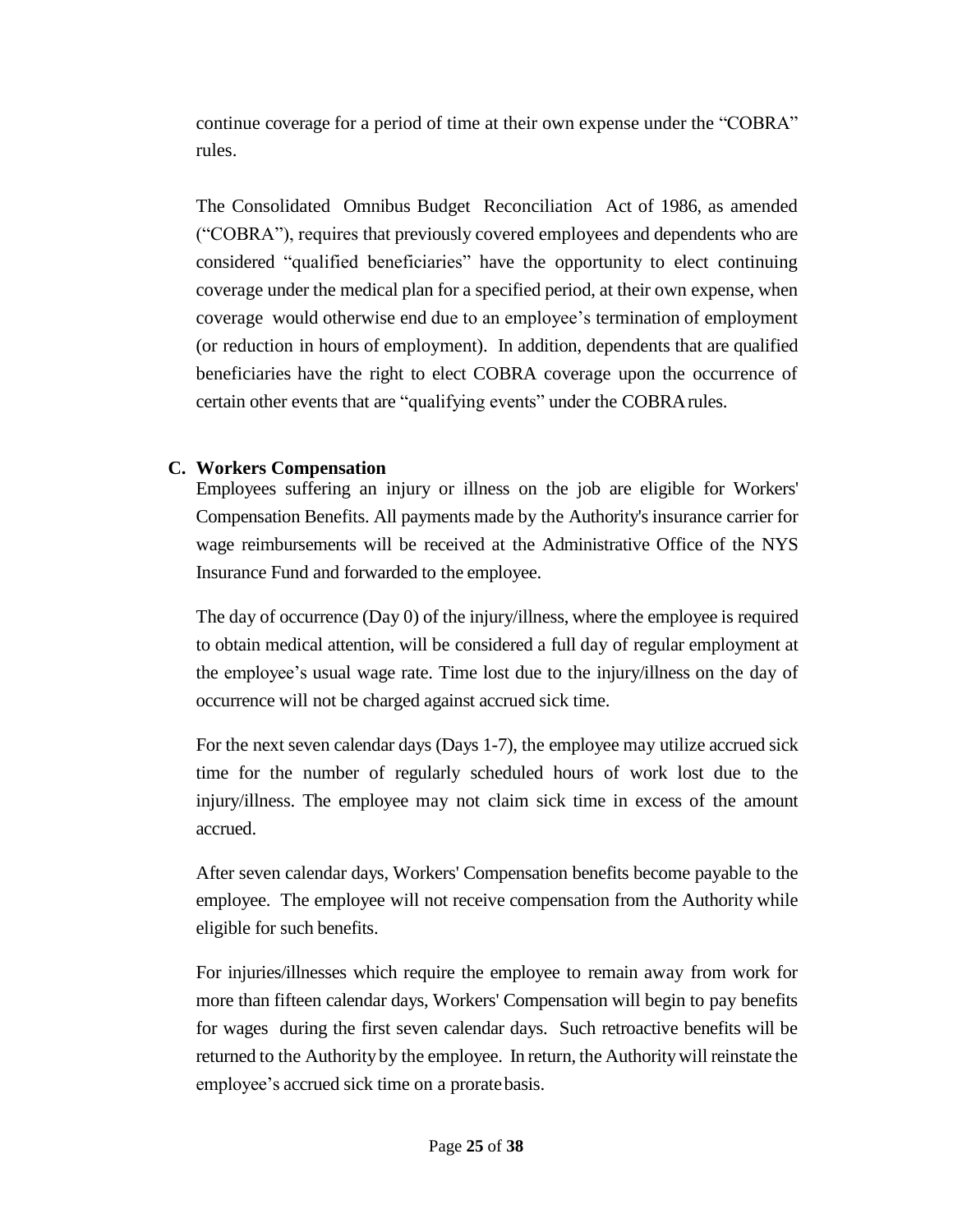continue coverage for a period of time at their own expense under the "COBRA" rules.

The Consolidated Omnibus Budget Reconciliation Act of 1986, as amended ("COBRA"), requires that previously covered employees and dependents who are considered "qualified beneficiaries" have the opportunity to elect continuing coverage under the medical plan for a specified period, at their own expense, when coverage would otherwise end due to an employee's termination of employment (or reduction in hours of employment). In addition, dependents that are qualified beneficiaries have the right to elect COBRA coverage upon the occurrence of certain other events that are "qualifying events" under the COBRA rules.

### C. Workers Compensation

Employees suffering an injury or illness on the job are eligible for Workers' Compensation Benefits. All payments made by the Authority's insurance carrier for wage reimbursements will be received at the Administrative Office of the NYS Insurance Fund and forwarded to the employee.

The day of occurrence (Day 0) of the injury/illness, where the employee is required to obtain medical attention, will be considered a full day of regular employment at the employee's usual wage rate. Time lost due to the injury/illness on the day of occurrence will not be charged against accrued sick time.

For the next seven calendar days (Days 1-7), the employee may utilize accrued sick time for the number of regularly scheduled hours of work lost due to the injury/illness. The employee may not claim sick time in excess of the amount accrued.

After seven calendar days, Workers' Compensation benefits become payable to the employee. The employee will not receive compensation from the Authority while eligible for such benefits.

For injuries/illnesses which require the employee to remain away from work for more than fifteen calendar days, Workers' Compensation will begin to pay benefits for wages during the first seven calendar days. Such retroactive benefits will be returned to the Authority by the employee. In return, the Authority will reinstate the employee's accrued sick time on a prorate basis.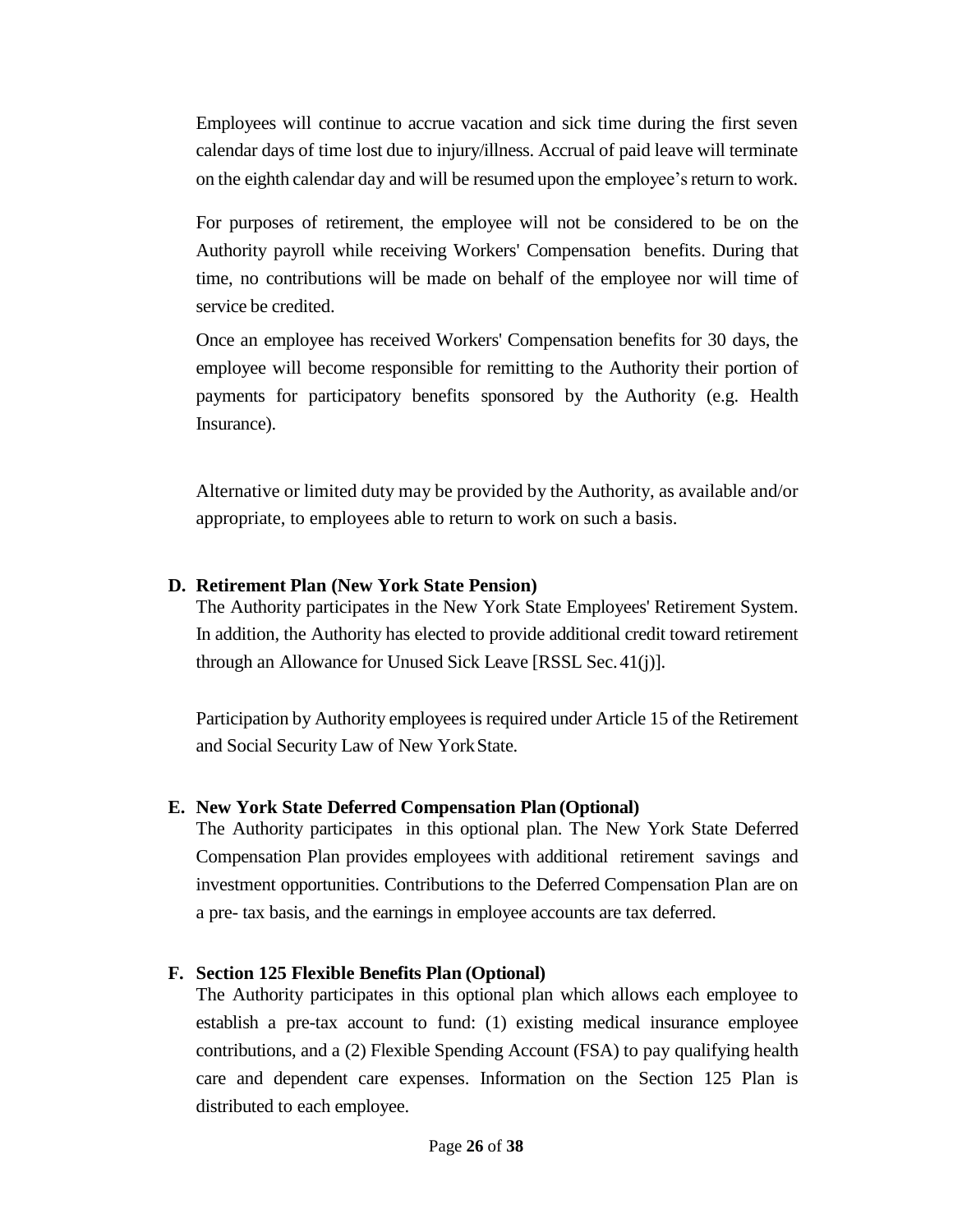Employees will continue to accrue vacation and sick time during the first seven calendar days of time lost due to injury/illness. Accrual of paid leave will terminate on the eighth calendar day and will be resumed upon the employee's return to work.

For purposes of retirement, the employee will not be considered to be on the Authority payroll while receiving Workers' Compensation benefits. During that time, no contributions will be made on behalf of the employee nor will time of service be credited.

Once an employee has received Workers' Compensation benefits for 30 days, the employee will become responsible for remitting to the Authority their portion of payments for participatory benefits sponsored by the Authority (e.g. Health Insurance).

Alternative or limited duty may be provided by the Authority, as available and/or appropriate, to employees able to return to work on such a basis.

**D. Retirement Plan (New York State Pension)**

The Authority participates in the New York State Employees' Retirement System. In addition, the Authority has elected to provide additional credit toward retirement through an Allowance for Unused Sick Leave [RSSL Sec. 41(j)].

Participation by Authority employees is required under Article 15 of the Retirement and Social Security Law of New York State.

**E. New York State Deferred Compensation Plan (Optional)**

The Authority participates in this optional plan. The New York State Deferred Compensation Plan provides employees with additional retirement savings and investment opportunities. Contributions to the Deferred Compensation Plan are on a pre- tax basis, and the earnings in employee accounts are tax deferred.

**F. Section 125 Flexible Benefits Plan (Optional)**

The Authority participates in this optional plan which allows each employee to establish a pre-tax account to fund: (1) existing medical insurance employee contributions, and a (2) Flexible Spending Account (FSA) to pay qualifying health care and dependent care expenses. Information on the Section 125 Plan is distributed to each employee.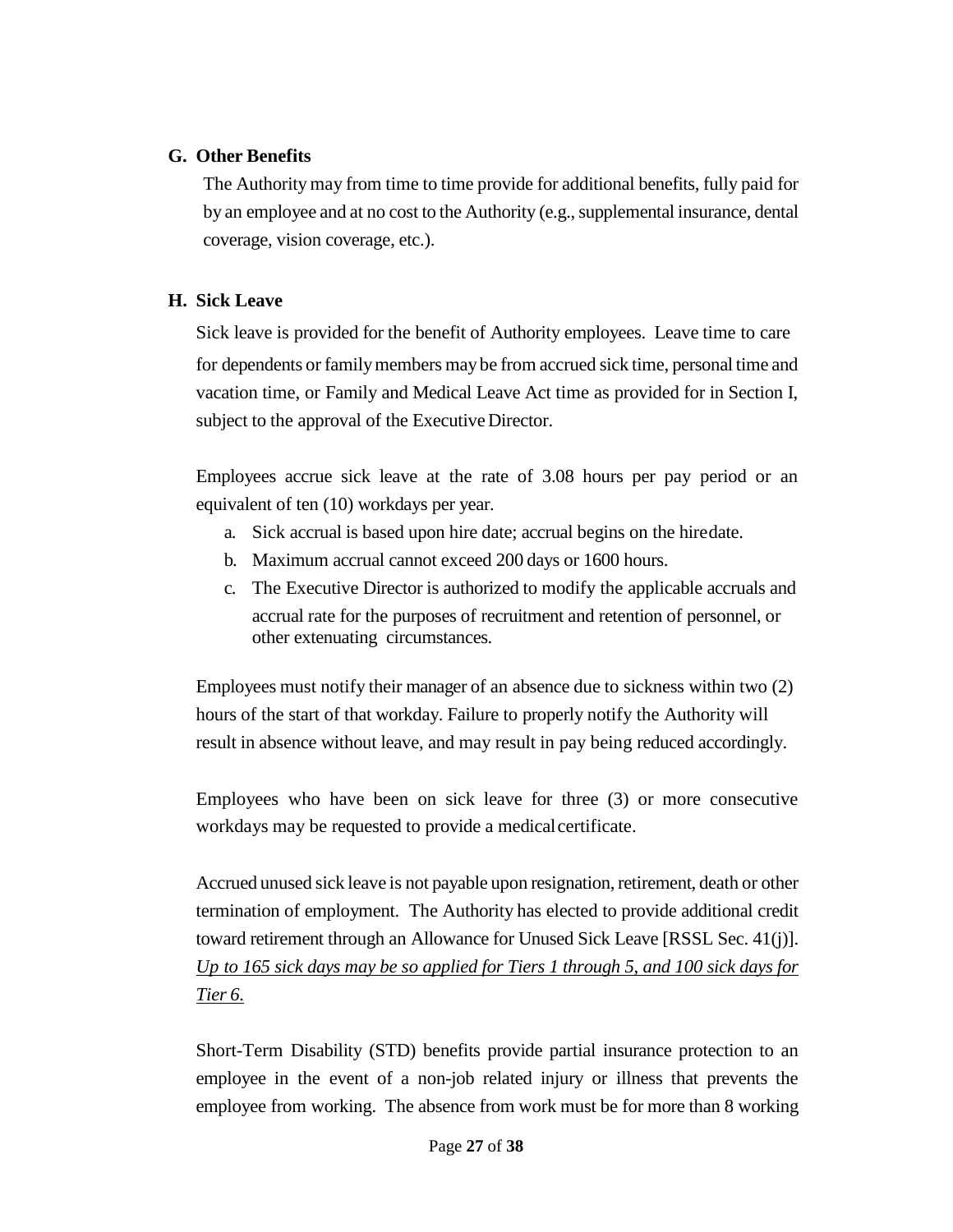### G. Other Benefits

The Authority may from time to time provide for additional benefits, fully paid for by an employee and at no cost to the Authority (e.g., supplemental insurance, dental coverage, vision coverage, etc.).

### H. Sick Leave

Sick leave is provided for the benefit of Authority employees. Leave time to care for dependents or family members may be from accrued sick time, personal time and vacation time, or Family and Medical Leave Act time as provided for in Section I, subject to the approval of the Executive Director.

Employees accrue sick leave at the rate of 3.08 hours per pay period or an equivalent of ten (10) workdays per year.

a. Sick accrual is based upon hire date; accrual begins on the hire date.
b. Maximum accrual cannot exceed 200 days or 1600 hours.
c. The Executive Director is authorized to modify the applicable accruals and accrual rate for the purposes of recruitment and retention of personnel, or other extenuating circumstances.

Employees must notify their manager of an absence due to sickness within two (2) hours of the start of that workday. Failure to properly notify the Authority will result in absence without leave, and may result in pay being reduced accordingly.

Employees who have been on sick leave for three (3) or more consecutive workdays may be requested to provide a medical certificate.

Accrued unused sick leave is not payable upon resignation, retirement, death or other termination of employment. The Authority has elected to provide additional credit toward retirement through an Allowance for Unused Sick Leave [RSSL Sec. 41(j)]. *Up to 165 sick days may be so applied for Tiers 1 through 5, and 100 sick days for Tier 6.*

Short-Term Disability (STD) benefits provide partial insurance protection to an employee in the event of a non-job related injury or illness that prevents the employee from working. The absence from work must be for more than 8 working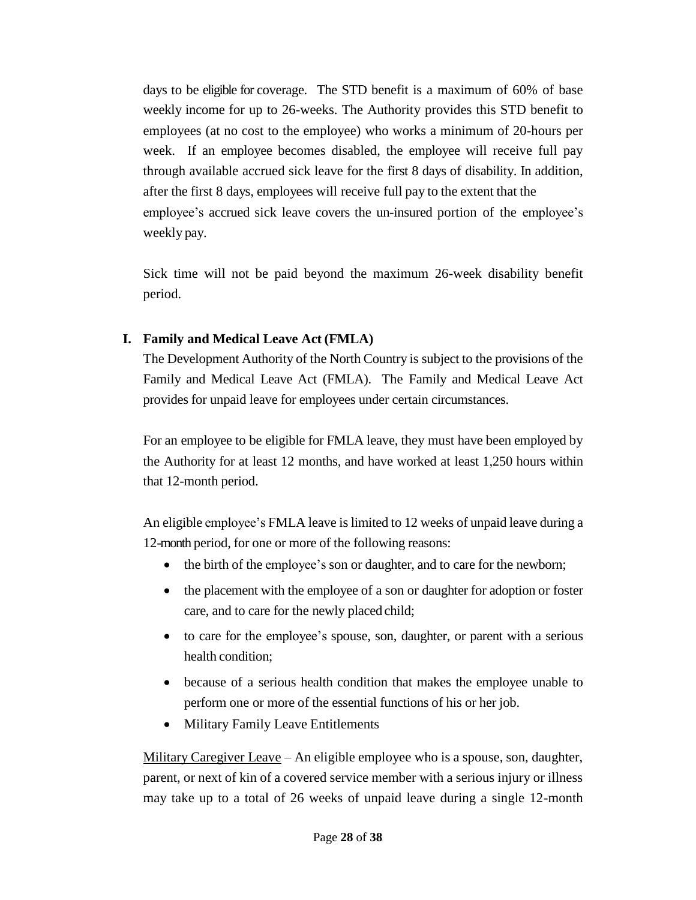days to be eligible for coverage. The STD benefit is a maximum of 60% of base weekly income for up to 26-weeks. The Authority provides this STD benefit to employees (at no cost to the employee) who works a minimum of 20-hours per week. If an employee becomes disabled, the employee will receive full pay through available accrued sick leave for the first 8 days of disability. In addition, after the first 8 days, employees will receive full pay to the extent that the employee's accrued sick leave covers the un-insured portion of the employee's weekly pay.

Sick time will not be paid beyond the maximum 26-week disability benefit period.

**I. Family and Medical Leave Act (FMLA)**

The Development Authority of the North Country is subject to the provisions of the Family and Medical Leave Act (FMLA). The Family and Medical Leave Act provides for unpaid leave for employees under certain circumstances.

For an employee to be eligible for FMLA leave, they must have been employed by the Authority for at least 12 months, and have worked at least 1,250 hours within that 12-month period.

An eligible employee's FMLA leave is limited to 12 weeks of unpaid leave during a 12-month period, for one or more of the following reasons:

- the birth of the employee's son or daughter, and to care for the newborn;
- the placement with the employee of a son or daughter for adoption or foster care, and to care for the newly placed child;
- to care for the employee's spouse, son, daughter, or parent with a serious health condition;
- because of a serious health condition that makes the employee unable to perform one or more of the essential functions of his or her job.
- Military Family Leave Entitlements

Military Caregiver Leave – An eligible employee who is a spouse, son, daughter, parent, or next of kin of a covered service member with a serious injury or illness may take up to a total of 26 weeks of unpaid leave during a single 12-month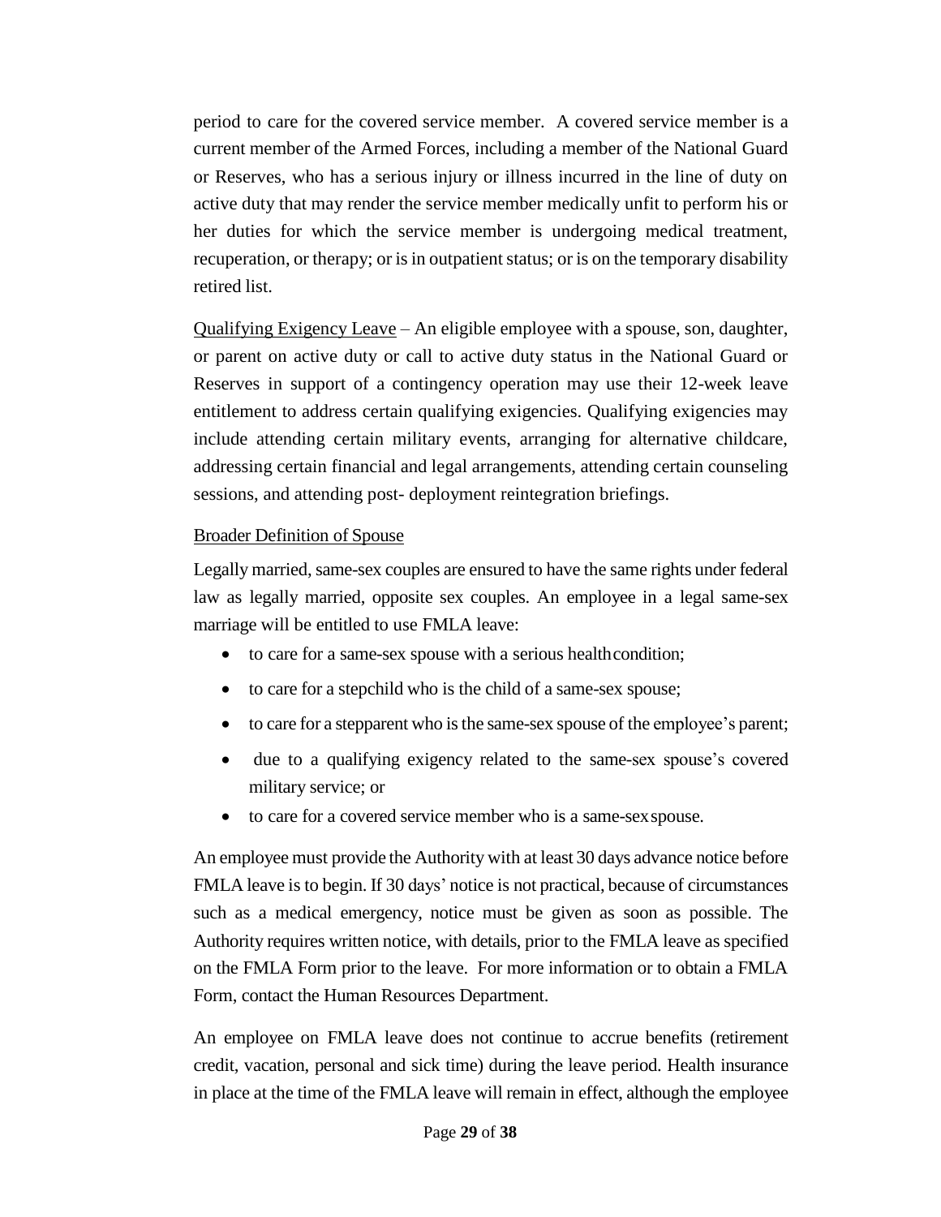period to care for the covered service member. A covered service member is a current member of the Armed Forces, including a member of the National Guard or Reserves, who has a serious injury or illness incurred in the line of duty on active duty that may render the service member medically unfit to perform his or her duties for which the service member is undergoing medical treatment, recuperation, or therapy; or is in outpatient status; or is on the temporary disability retired list.

Qualifying Exigency Leave – An eligible employee with a spouse, son, daughter, or parent on active duty or call to active duty status in the National Guard or Reserves in support of a contingency operation may use their 12-week leave entitlement to address certain qualifying exigencies. Qualifying exigencies may include attending certain military events, arranging for alternative childcare, addressing certain financial and legal arrangements, attending certain counseling sessions, and attending post- deployment reintegration briefings.

Broader Definition of Spouse

Legally married, same-sex couples are ensured to have the same rights under federal law as legally married, opposite sex couples. An employee in a legal same-sex marriage will be entitled to use FMLA leave:

- to care for a same-sex spouse with a serious health condition;
- to care for a stepchild who is the child of a same-sex spouse;
- to care for a stepparent who is the same-sex spouse of the employee's parent;
- due to a qualifying exigency related to the same-sex spouse's covered military service; or
- to care for a covered service member who is a same-sex spouse.

An employee must provide the Authority with at least 30 days advance notice before FMLA leave is to begin. If 30 days' notice is not practical, because of circumstances such as a medical emergency, notice must be given as soon as possible. The Authority requires written notice, with details, prior to the FMLA leave as specified on the FMLA Form prior to the leave. For more information or to obtain a FMLA Form, contact the Human Resources Department.

An employee on FMLA leave does not continue to accrue benefits (retirement credit, vacation, personal and sick time) during the leave period. Health insurance in place at the time of the FMLA leave will remain in effect, although the employee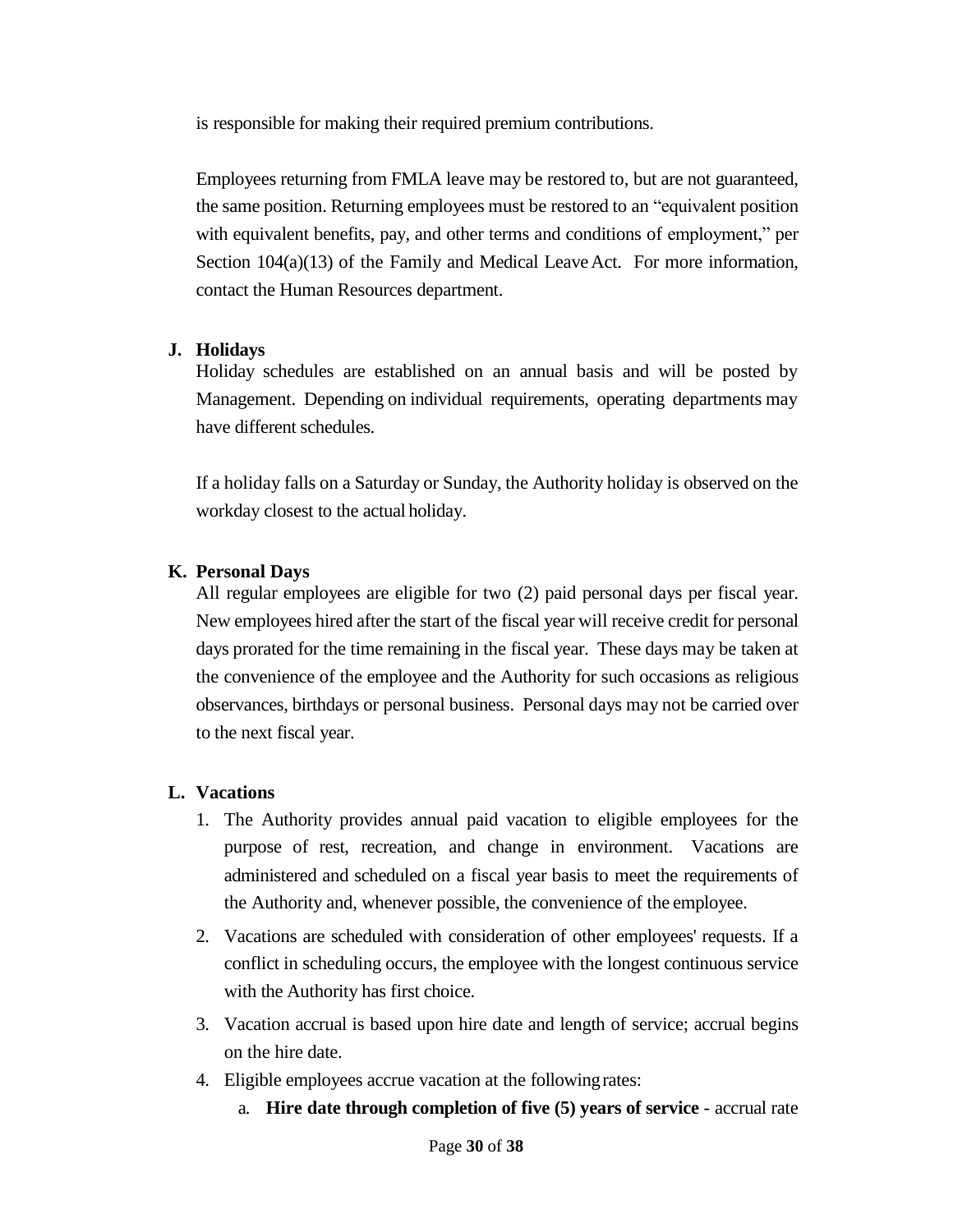is responsible for making their required premium contributions.

Employees returning from FMLA leave may be restored to, but are not guaranteed, the same position. Returning employees must be restored to an "equivalent position with equivalent benefits, pay, and other terms and conditions of employment," per Section 104(a)(13) of the Family and Medical Leave Act. For more information, contact the Human Resources department.

### J. Holidays

Holiday schedules are established on an annual basis and will be posted by Management. Depending on individual requirements, operating departments may have different schedules.

If a holiday falls on a Saturday or Sunday, the Authority holiday is observed on the workday closest to the actual holiday.

### K. Personal Days

All regular employees are eligible for two (2) paid personal days per fiscal year. New employees hired after the start of the fiscal year will receive credit for personal days prorated for the time remaining in the fiscal year. These days may be taken at the convenience of the employee and the Authority for such occasions as religious observances, birthdays or personal business. Personal days may not be carried over to the next fiscal year.

### L. Vacations

1. The Authority provides annual paid vacation to eligible employees for the purpose of rest, recreation, and change in environment. Vacations are administered and scheduled on a fiscal year basis to meet the requirements of the Authority and, whenever possible, the convenience of the employee.
2. Vacations are scheduled with consideration of other employees' requests. If a conflict in scheduling occurs, the employee with the longest continuous service with the Authority has first choice.
3. Vacation accrual is based upon hire date and length of service; accrual begins on the hire date.
4. Eligible employees accrue vacation at the following rates:
   a. **Hire date through completion of five (5) years of service** - accrual rate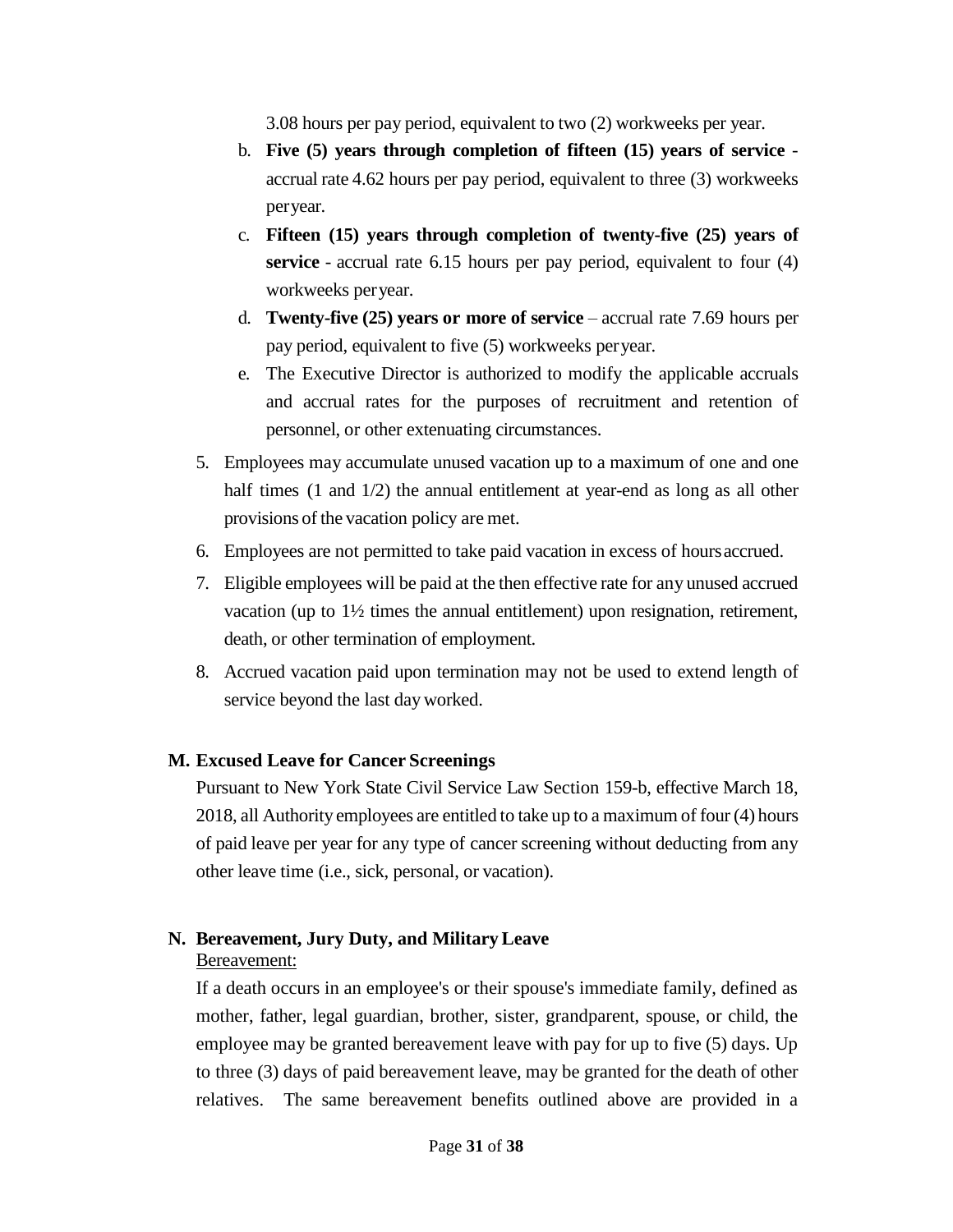3.08 hours per pay period, equivalent to two (2) workweeks per year.

b. **Five (5) years through completion of fifteen (15) years of service** - accrual rate 4.62 hours per pay period, equivalent to three (3) workweeks per year.

c. **Fifteen (15) years through completion of twenty-five (25) years of service** - accrual rate 6.15 hours per pay period, equivalent to four (4) workweeks per year.

d. **Twenty-five (25) years or more of service** – accrual rate 7.69 hours per pay period, equivalent to five (5) workweeks per year.

e. The Executive Director is authorized to modify the applicable accruals and accrual rates for the purposes of recruitment and retention of personnel, or other extenuating circumstances.

5. Employees may accumulate unused vacation up to a maximum of one and one half times (1 and 1/2) the annual entitlement at year-end as long as all other provisions of the vacation policy are met.

6. Employees are not permitted to take paid vacation in excess of hours accrued.

7. Eligible employees will be paid at the then effective rate for any unused accrued vacation (up to 1½ times the annual entitlement) upon resignation, retirement, death, or other termination of employment.

8. Accrued vacation paid upon termination may not be used to extend length of service beyond the last day worked.

**M. Excused Leave for Cancer Screenings**

Pursuant to New York State Civil Service Law Section 159-b, effective March 18, 2018, all Authority employees are entitled to take up to a maximum of four (4) hours of paid leave per year for any type of cancer screening without deducting from any other leave time (i.e., sick, personal, or vacation).

**N. Bereavement, Jury Duty, and Military Leave**

Bereavement:

If a death occurs in an employee's or their spouse's immediate family, defined as mother, father, legal guardian, brother, sister, grandparent, spouse, or child, the employee may be granted bereavement leave with pay for up to five (5) days. Up to three (3) days of paid bereavement leave, may be granted for the death of other relatives. The same bereavement benefits outlined above are provided in a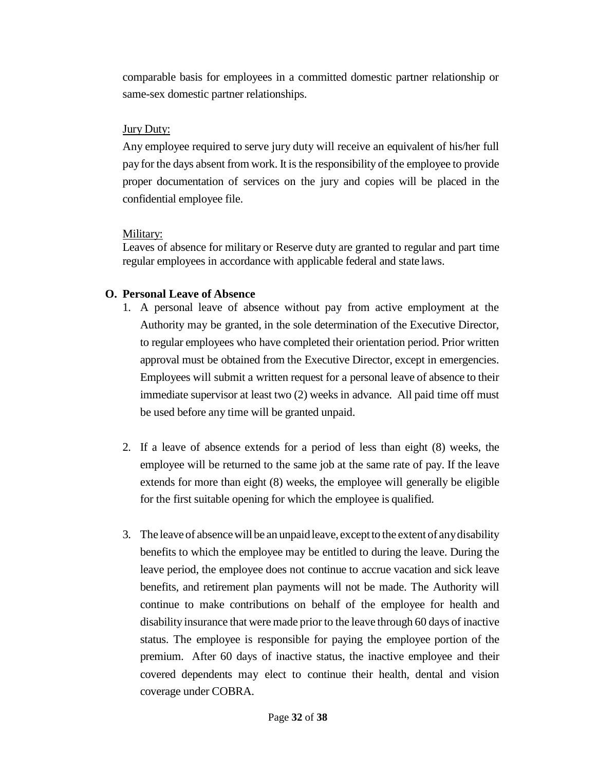comparable basis for employees in a committed domestic partner relationship or same-sex domestic partner relationships.

Jury Duty:

Any employee required to serve jury duty will receive an equivalent of his/her full pay for the days absent from work. It is the responsibility of the employee to provide proper documentation of services on the jury and copies will be placed in the confidential employee file.

Military:

Leaves of absence for military or Reserve duty are granted to regular and part time regular employees in accordance with applicable federal and state laws.

**O. Personal Leave of Absence**

1. A personal leave of absence without pay from active employment at the Authority may be granted, in the sole determination of the Executive Director, to regular employees who have completed their orientation period. Prior written approval must be obtained from the Executive Director, except in emergencies. Employees will submit a written request for a personal leave of absence to their immediate supervisor at least two (2) weeks in advance. All paid time off must be used before any time will be granted unpaid.

2. If a leave of absence extends for a period of less than eight (8) weeks, the employee will be returned to the same job at the same rate of pay. If the leave extends for more than eight (8) weeks, the employee will generally be eligible for the first suitable opening for which the employee is qualified.

3. The leave of absence will be an unpaid leave, except to the extent of any disability benefits to which the employee may be entitled to during the leave. During the leave period, the employee does not continue to accrue vacation and sick leave benefits, and retirement plan payments will not be made. The Authority will continue to make contributions on behalf of the employee for health and disability insurance that were made prior to the leave through 60 days of inactive status. The employee is responsible for paying the employee portion of the premium. After 60 days of inactive status, the inactive employee and their covered dependents may elect to continue their health, dental and vision coverage under COBRA.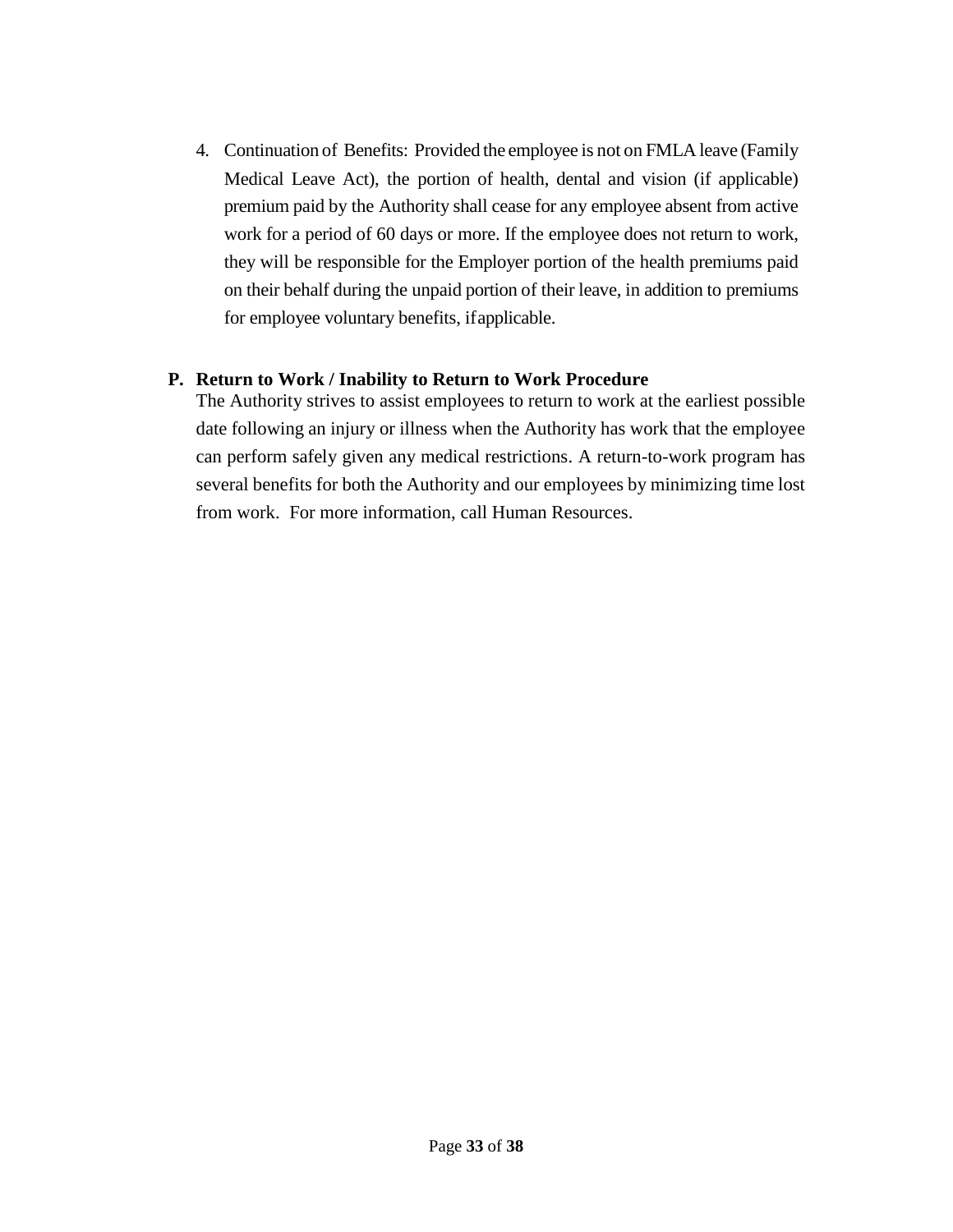4. Continuation of Benefits: Provided the employee is not on FMLA leave (Family Medical Leave Act), the portion of health, dental and vision (if applicable) premium paid by the Authority shall cease for any employee absent from active work for a period of 60 days or more. If the employee does not return to work, they will be responsible for the Employer portion of the health premiums paid on their behalf during the unpaid portion of their leave, in addition to premiums for employee voluntary benefits, if applicable.

**P. Return to Work / Inability to Return to Work Procedure**

The Authority strives to assist employees to return to work at the earliest possible date following an injury or illness when the Authority has work that the employee can perform safely given any medical restrictions. A return-to-work program has several benefits for both the Authority and our employees by minimizing time lost from work. For more information, call Human Resources.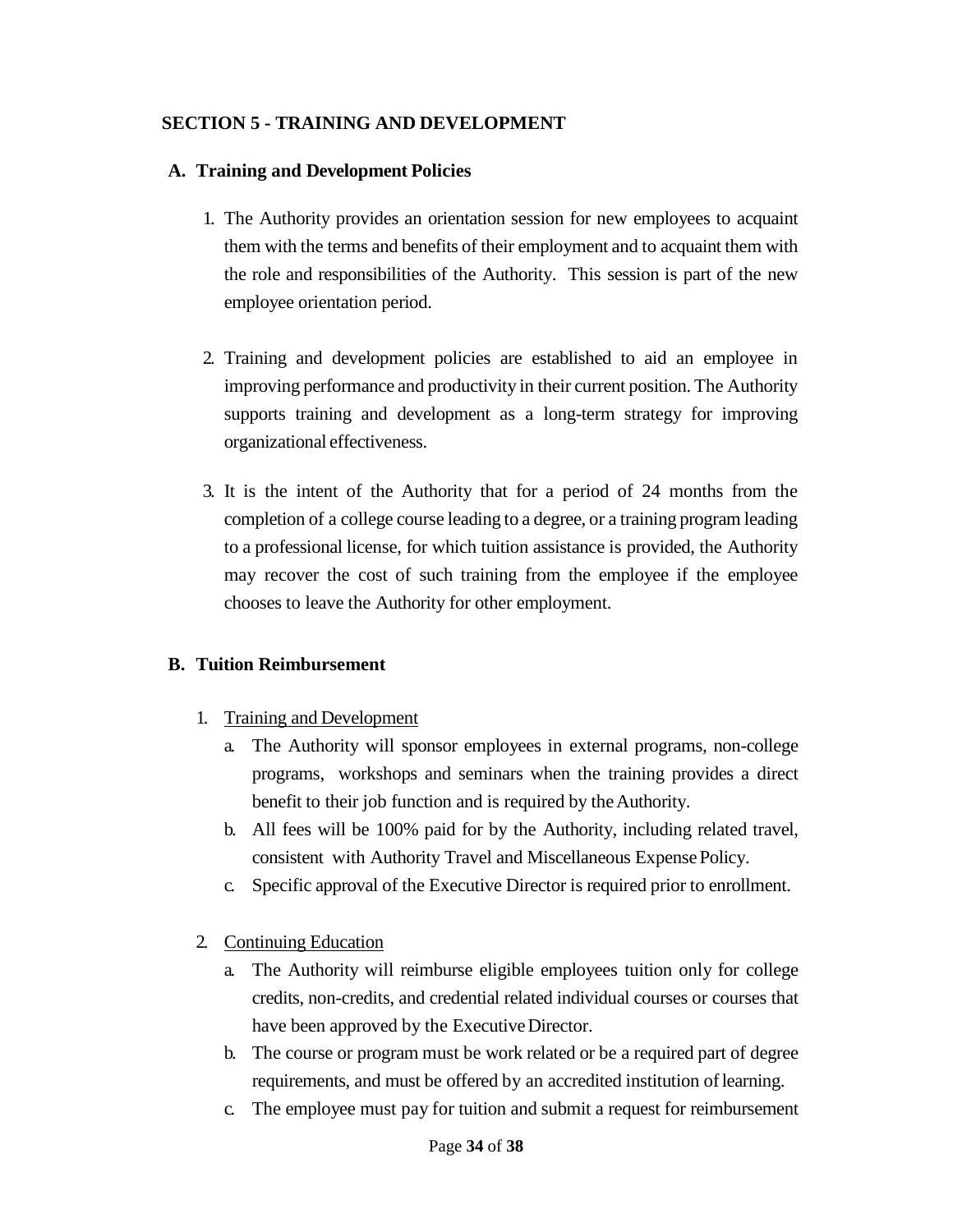## SECTION 5 - TRAINING AND DEVELOPMENT

### A. Training and Development Policies

1. The Authority provides an orientation session for new employees to acquaint them with the terms and benefits of their employment and to acquaint them with the role and responsibilities of the Authority. This session is part of the new employee orientation period.

2. Training and development policies are established to aid an employee in improving performance and productivity in their current position. The Authority supports training and development as a long-term strategy for improving organizational effectiveness.

3. It is the intent of the Authority that for a period of 24 months from the completion of a college course leading to a degree, or a training program leading to a professional license, for which tuition assistance is provided, the Authority may recover the cost of such training from the employee if the employee chooses to leave the Authority for other employment.

### B. Tuition Reimbursement

1. <u>Training and Development</u>
   a. The Authority will sponsor employees in external programs, non-college programs, workshops and seminars when the training provides a direct benefit to their job function and is required by the Authority.
   b. All fees will be 100% paid for by the Authority, including related travel, consistent with Authority Travel and Miscellaneous Expense Policy.
   c. Specific approval of the Executive Director is required prior to enrollment.

2. <u>Continuing Education</u>
   a. The Authority will reimburse eligible employees tuition only for college credits, non-credits, and credential related individual courses or courses that have been approved by the Executive Director.
   b. The course or program must be work related or be a required part of degree requirements, and must be offered by an accredited institution of learning.
   c. The employee must pay for tuition and submit a request for reimbursement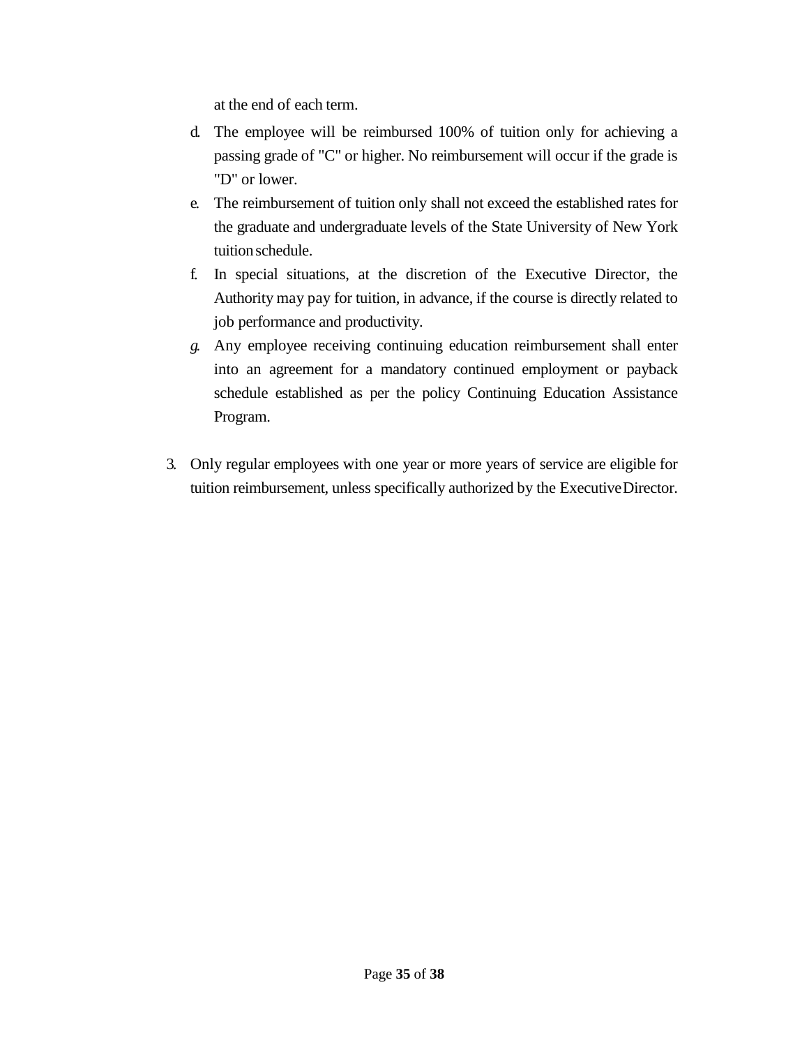at the end of each term.

d. The employee will be reimbursed 100% of tuition only for achieving a passing grade of "C" or higher. No reimbursement will occur if the grade is "D" or lower.

e. The reimbursement of tuition only shall not exceed the established rates for the graduate and undergraduate levels of the State University of New York tuition schedule.

f. In special situations, at the discretion of the Executive Director, the Authority may pay for tuition, in advance, if the course is directly related to job performance and productivity.

g. Any employee receiving continuing education reimbursement shall enter into an agreement for a mandatory continued employment or payback schedule established as per the policy Continuing Education Assistance Program.

3. Only regular employees with one year or more years of service are eligible for tuition reimbursement, unless specifically authorized by the Executive Director.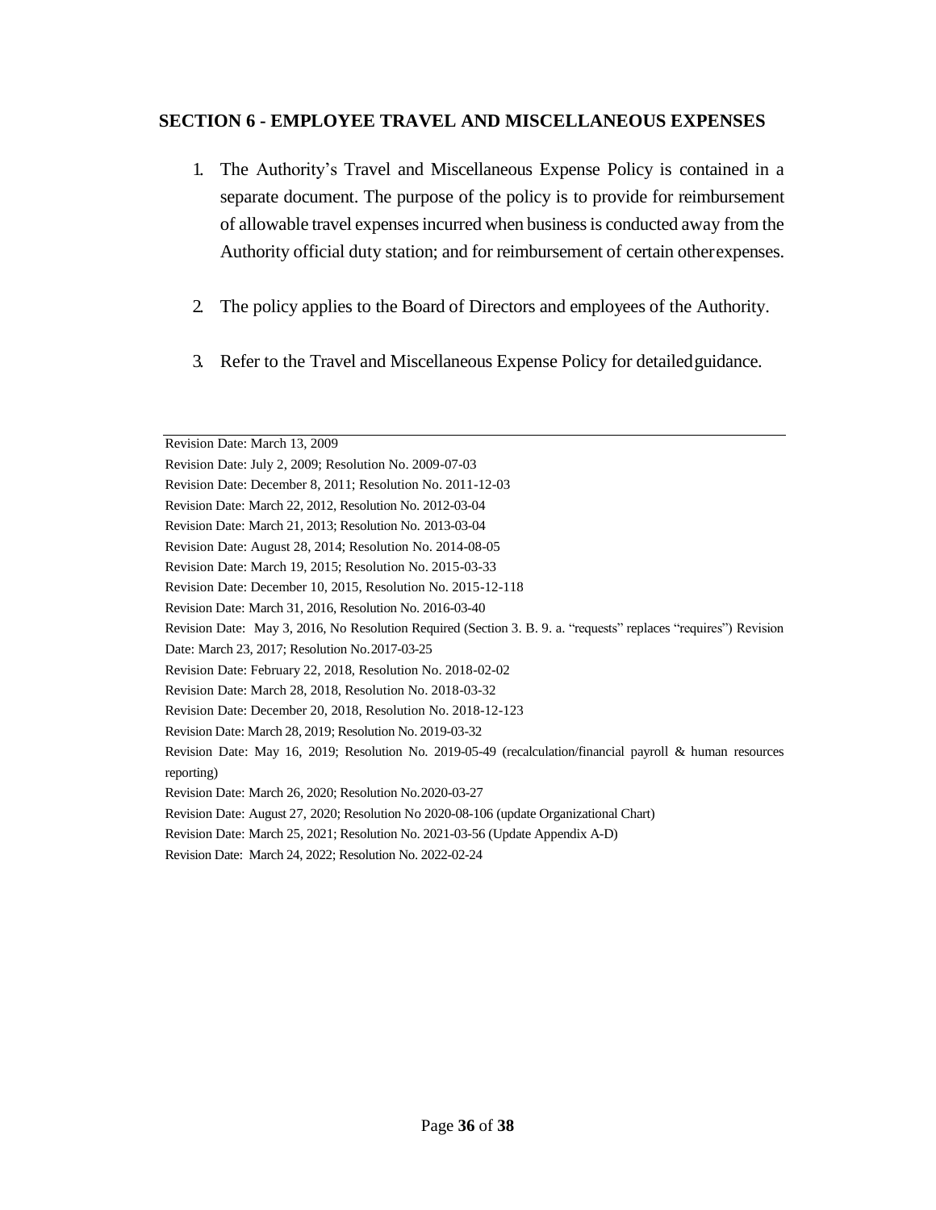## SECTION 6 - EMPLOYEE TRAVEL AND MISCELLANEOUS EXPENSES

1. The Authority's Travel and Miscellaneous Expense Policy is contained in a separate document. The purpose of the policy is to provide for reimbursement of allowable travel expenses incurred when business is conducted away from the Authority official duty station; and for reimbursement of certain other expenses.

2. The policy applies to the Board of Directors and employees of the Authority.

3. Refer to the Travel and Miscellaneous Expense Policy for detailed guidance.

---

Revision Date: March 13, 2009
Revision Date: July 2, 2009; Resolution No. 2009-07-03
Revision Date: December 8, 2011; Resolution No. 2011-12-03
Revision Date: March 22, 2012, Resolution No. 2012-03-04
Revision Date: March 21, 2013; Resolution No. 2013-03-04
Revision Date: August 28, 2014; Resolution No. 2014-08-05
Revision Date: March 19, 2015; Resolution No. 2015-03-33
Revision Date: December 10, 2015, Resolution No. 2015-12-118
Revision Date: March 31, 2016, Resolution No. 2016-03-40
Revision Date: May 3, 2016, No Resolution Required (Section 3. B. 9. a. "requests" replaces "requires") Revision Date: March 23, 2017; Resolution No. 2017-03-25
Revision Date: February 22, 2018, Resolution No. 2018-02-02
Revision Date: March 28, 2018, Resolution No. 2018-03-32
Revision Date: December 20, 2018, Resolution No. 2018-12-123
Revision Date: March 28, 2019; Resolution No. 2019-03-32
Revision Date: May 16, 2019; Resolution No. 2019-05-49 (recalculation/financial payroll & human resources reporting)
Revision Date: March 26, 2020; Resolution No. 2020-03-27
Revision Date: August 27, 2020; Resolution No 2020-08-106 (update Organizational Chart)
Revision Date: March 25, 2021; Resolution No. 2021-03-56 (Update Appendix A-D)
Revision Date: March 24, 2022; Resolution No. 2022-02-24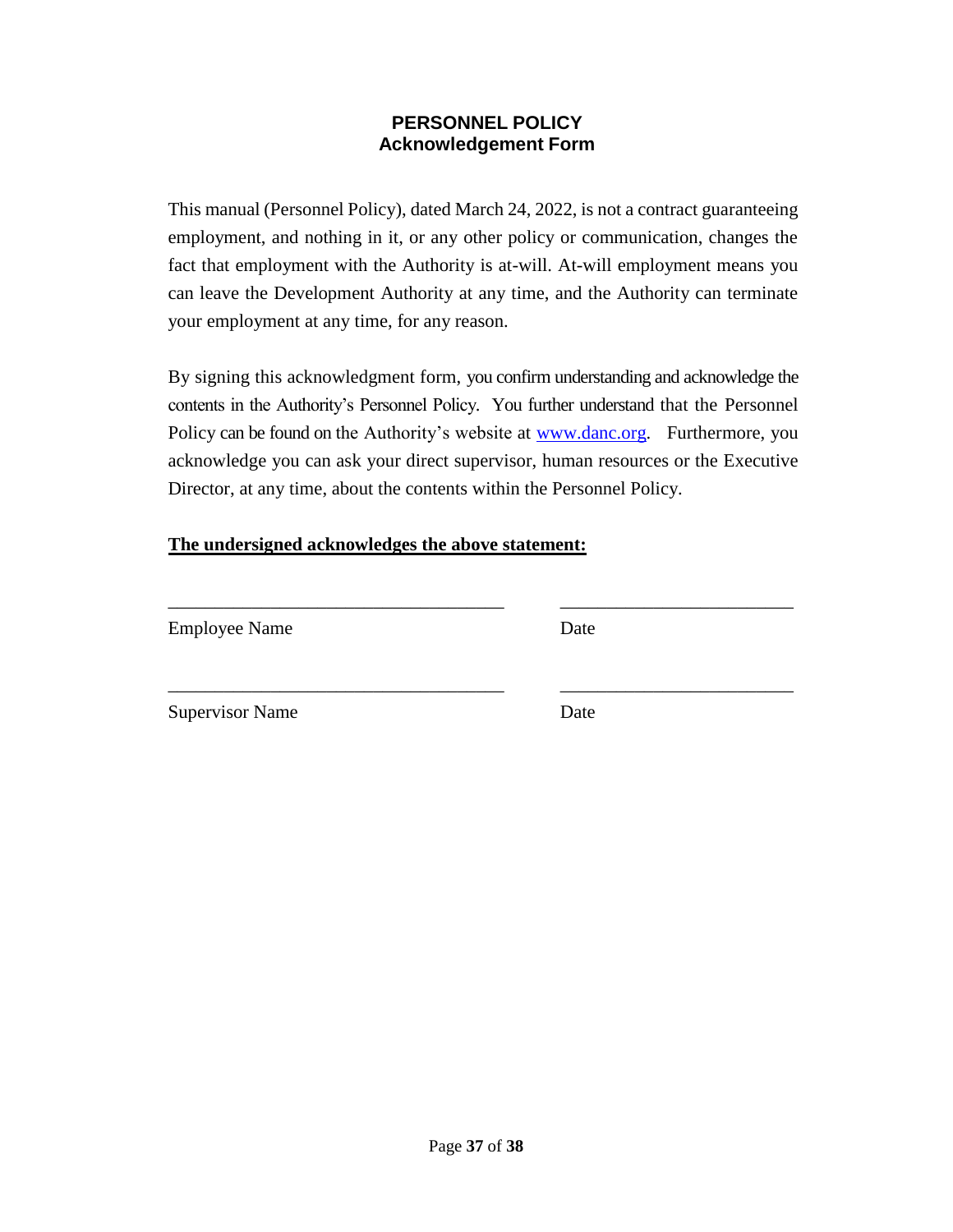# PERSONNEL POLICY
## Acknowledgement Form

This manual (Personnel Policy), dated March 24, 2022, is not a contract guaranteeing employment, and nothing in it, or any other policy or communication, changes the fact that employment with the Authority is at-will. At-will employment means you can leave the Development Authority at any time, and the Authority can terminate your employment at any time, for any reason.

By signing this acknowledgment form, you confirm understanding and acknowledge the contents in the Authority's Personnel Policy. You further understand that the Personnel Policy can be found on the Authority's website at [www.danc.org](http://www.danc.org). Furthermore, you acknowledge you can ask your direct supervisor, human resources or the Executive Director, at any time, about the contents within the Personnel Policy.

**The undersigned acknowledges the above statement:**

\_\_\_\_\_\_\_\_\_\_\_\_\_\_\_\_\_\_\_\_\_\_\_\_\_\_\_\_\_\_\_\_\_\_\_ \_\_\_\_\_\_\_\_\_\_\_\_\_\_\_\_\_\_\_\_\_\_\_\_\_

Employee Name Date

\_\_\_\_\_\_\_\_\_\_\_\_\_\_\_\_\_\_\_\_\_\_\_\_\_\_\_\_\_\_\_\_\_\_\_ \_\_\_\_\_\_\_\_\_\_\_\_\_\_\_\_\_\_\_\_\_\_\_\_\_

Supervisor Name Date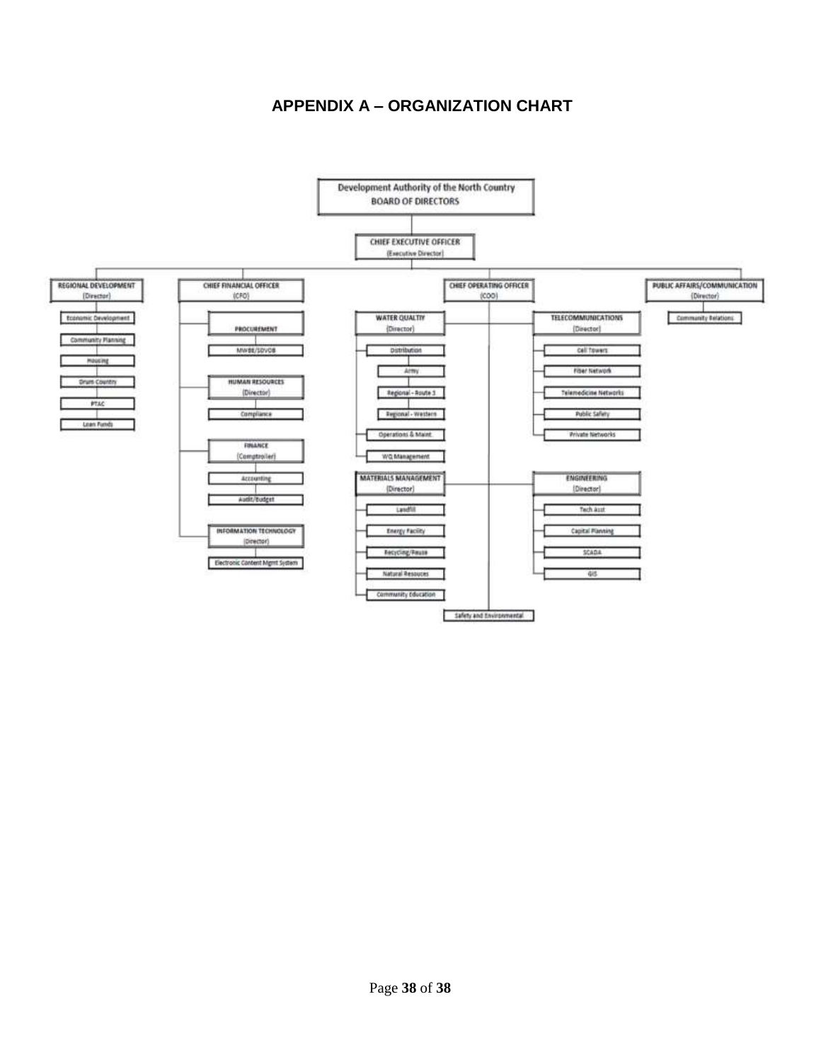# APPENDIX A – ORGANIZATION CHART

Development Authority of the North Country
BOARD OF DIRECTORS

CHIEF EXECUTIVE OFFICER
(Executive Director)

REGIONAL DEVELOPMENT
(Director)

Economic Development
Community Planning
Housing
Drum Country
PTAC
Loan Funds

CHIEF FINANCIAL OFFICER
(CFO)

PROCUREMENT
MWBE/SDVOB

HUMAN RESOURCES
(Director)
Compliance

FINANCE
(Comptroller)
Accounting
Audit/Budget

INFORMATION TECHNOLOGY
(Director)
Electronic Content Mgmt System

CHIEF OPERATING OFFICER
(COO)

WATER QUALTIY
(Director)
Distribution
Army
Regional - Route 3
Regional - Western
Operations & Maint.
WQ Management

MATERIALS MANAGEMENT
(Director)
Landfill
Energy Facility
Recycling/Reuse
Natural Resouces
Community Education

TELECOMMUNICATIONS
(Director)
Cell Towers
Fiber Network
Telemedicine Networks
Public Safety
Private Networks

ENGINEERING
(Director)
Tech Asst
Capital Planning
SCADA
GIS

Safety and Environmental

PUBLIC AFFAIRS/COMMUNICATION
(Director)
Community Relations